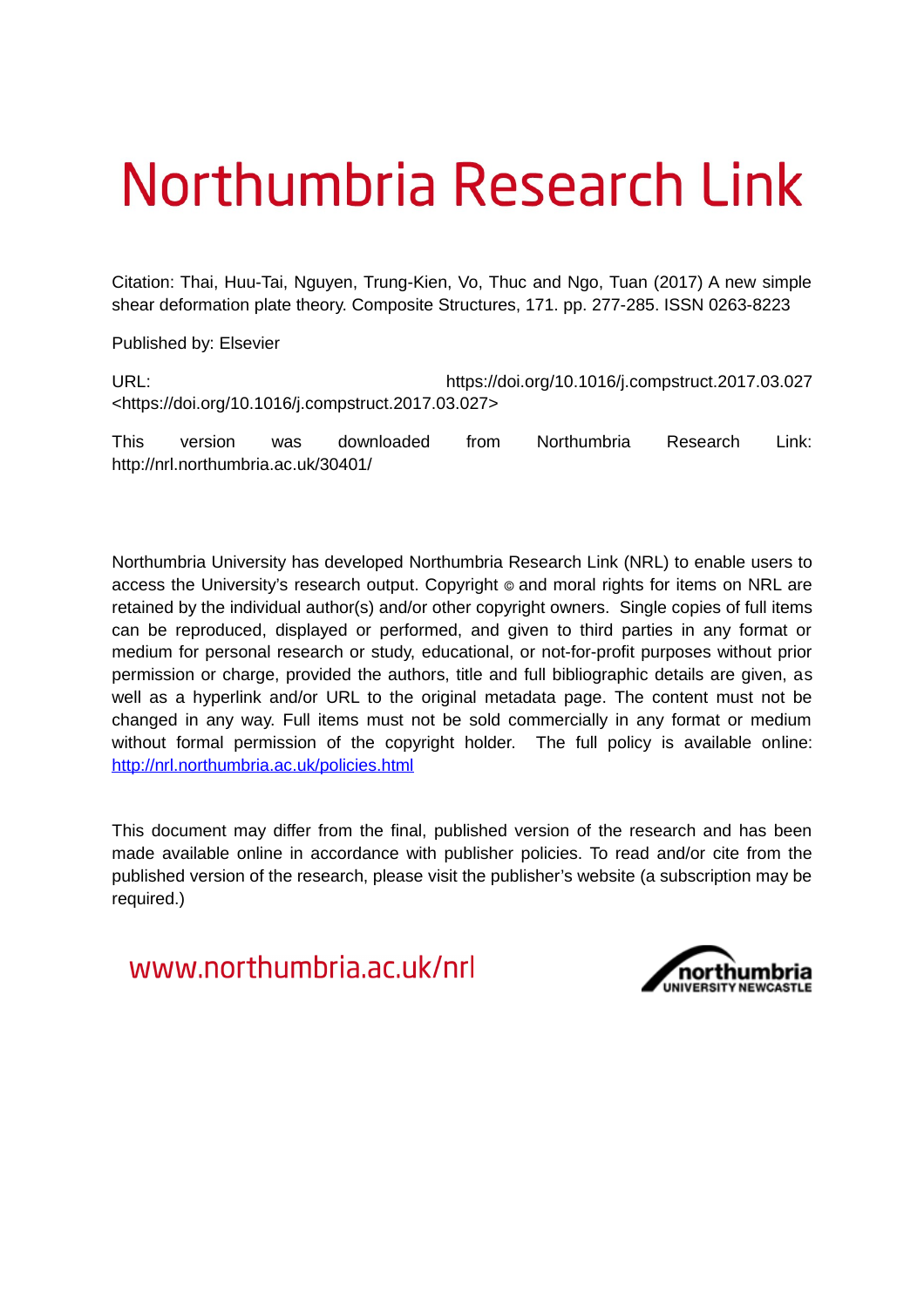# Northumbria Research Link

Citation: Thai, Huu-Tai, Nguyen, Trung-Kien, Vo, Thuc and Ngo, Tuan (2017) A new simple shear deformation plate theory. Composite Structures, 171. pp. 277-285. ISSN 0263-8223

Published by: Elsevier

URL: https://doi.org/10.1016/j.compstruct.2017.03.027 <https://doi.org/10.1016/j.compstruct.2017.03.027>

This version was downloaded from Northumbria Research Link: http://nrl.northumbria.ac.uk/30401/

Northumbria University has developed Northumbria Research Link (NRL) to enable users to access the University's research output. Copyright © and moral rights for items on NRL are retained by the individual author(s) and/or other copyright owners. Single copies of full items can be reproduced, displayed or performed, and given to third parties in any format or medium for personal research or study, educational, or not-for-profit purposes without prior permission or charge, provided the authors, title and full bibliographic details are given, as well as a hyperlink and/or URL to the original metadata page. The content must not be changed in any way. Full items must not be sold commercially in any format or medium without formal permission of the copyright holder. The full policy is available online: http://nrl.northumbria.ac.uk/policies.html

This document may differ from the final, published version of the research and has been made available online in accordance with publisher policies. To read and/or cite from the published version of the research, please visit the publisher's website (a subscription may be required.)

www.northumbria.ac.uk/nrl

northumbria UNIVERSITY NEWCASTLE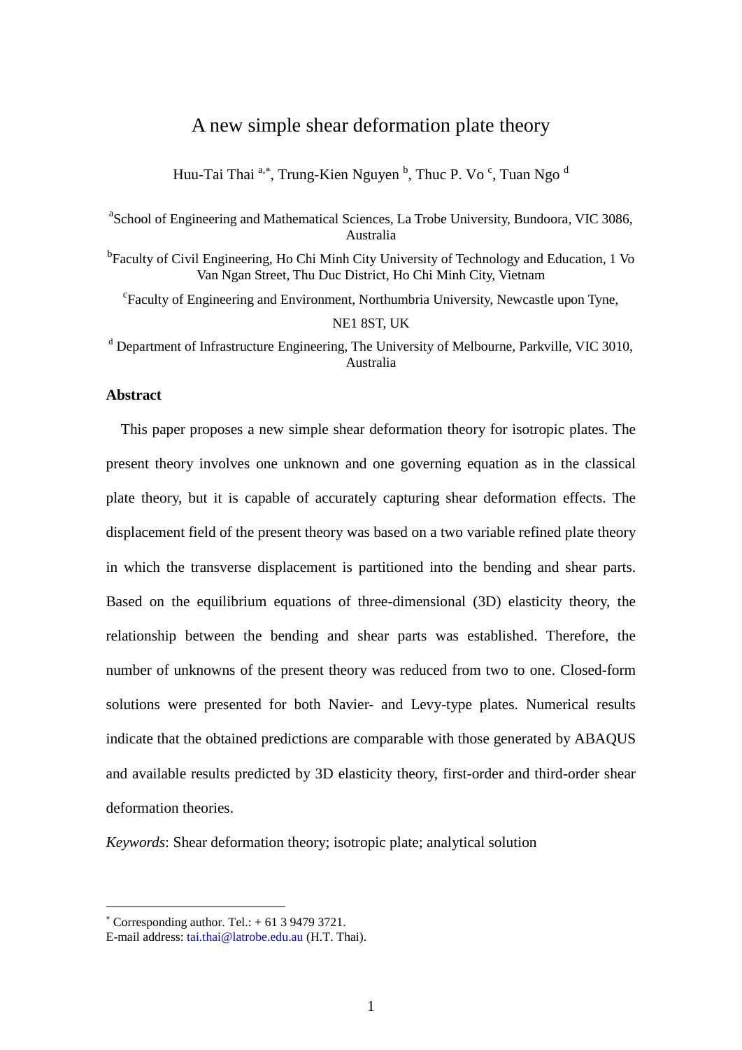# A new simple shear deformation plate theory

Huu-Tai Thai [a,*], Trung-Kien Nguyen [b], Thuc P. Vo [c], Tuan Ngo [d]

[a]School of Engineering and Mathematical Sciences, La Trobe University, Bundoora, VIC 3086, Australia

[b]Faculty of Civil Engineering, Ho Chi Minh City University of Technology and Education, 1 Vo Van Ngan Street, Thu Duc District, Ho Chi Minh City, Vietnam

[c]Faculty of Engineering and Environment, Northumbria University, Newcastle upon Tyne, NE1 8ST, UK

[d] Department of Infrastructure Engineering, The University of Melbourne, Parkville, VIC 3010, Australia

## Abstract

This paper proposes a new simple shear deformation theory for isotropic plates. The present theory involves one unknown and one governing equation as in the classical plate theory, but it is capable of accurately capturing shear deformation effects. The displacement field of the present theory was based on a two variable refined plate theory in which the transverse displacement is partitioned into the bending and shear parts. Based on the equilibrium equations of three-dimensional (3D) elasticity theory, the relationship between the bending and shear parts was established. Therefore, the number of unknowns of the present theory was reduced from two to one. Closed-form solutions were presented for both Navier- and Levy-type plates. Numerical results indicate that the obtained predictions are comparable with those generated by ABAQUS and available results predicted by 3D elasticity theory, first-order and third-order shear deformation theories.

*Keywords*: Shear deformation theory; isotropic plate; analytical solution

---

[*] Corresponding author. Tel.: + 61 3 9479 3721.
E-mail address: tai.thai@latrobe.edu.au (H.T. Thai).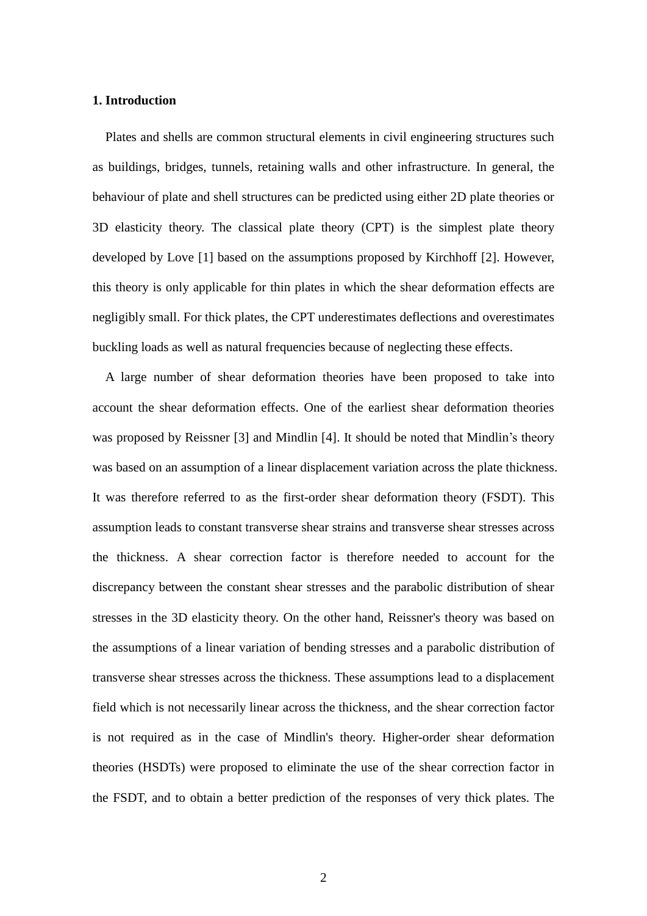## 1. Introduction

Plates and shells are common structural elements in civil engineering structures such as buildings, bridges, tunnels, retaining walls and other infrastructure. In general, the behaviour of plate and shell structures can be predicted using either 2D plate theories or 3D elasticity theory. The classical plate theory (CPT) is the simplest plate theory developed by Love [1] based on the assumptions proposed by Kirchhoff [2]. However, this theory is only applicable for thin plates in which the shear deformation effects are negligibly small. For thick plates, the CPT underestimates deflections and overestimates buckling loads as well as natural frequencies because of neglecting these effects.

A large number of shear deformation theories have been proposed to take into account the shear deformation effects. One of the earliest shear deformation theories was proposed by Reissner [3] and Mindlin [4]. It should be noted that Mindlin's theory was based on an assumption of a linear displacement variation across the plate thickness. It was therefore referred to as the first-order shear deformation theory (FSDT). This assumption leads to constant transverse shear strains and transverse shear stresses across the thickness. A shear correction factor is therefore needed to account for the discrepancy between the constant shear stresses and the parabolic distribution of shear stresses in the 3D elasticity theory. On the other hand, Reissner's theory was based on the assumptions of a linear variation of bending stresses and a parabolic distribution of transverse shear stresses across the thickness. These assumptions lead to a displacement field which is not necessarily linear across the thickness, and the shear correction factor is not required as in the case of Mindlin's theory. Higher-order shear deformation theories (HSDTs) were proposed to eliminate the use of the shear correction factor in the FSDT, and to obtain a better prediction of the responses of very thick plates. The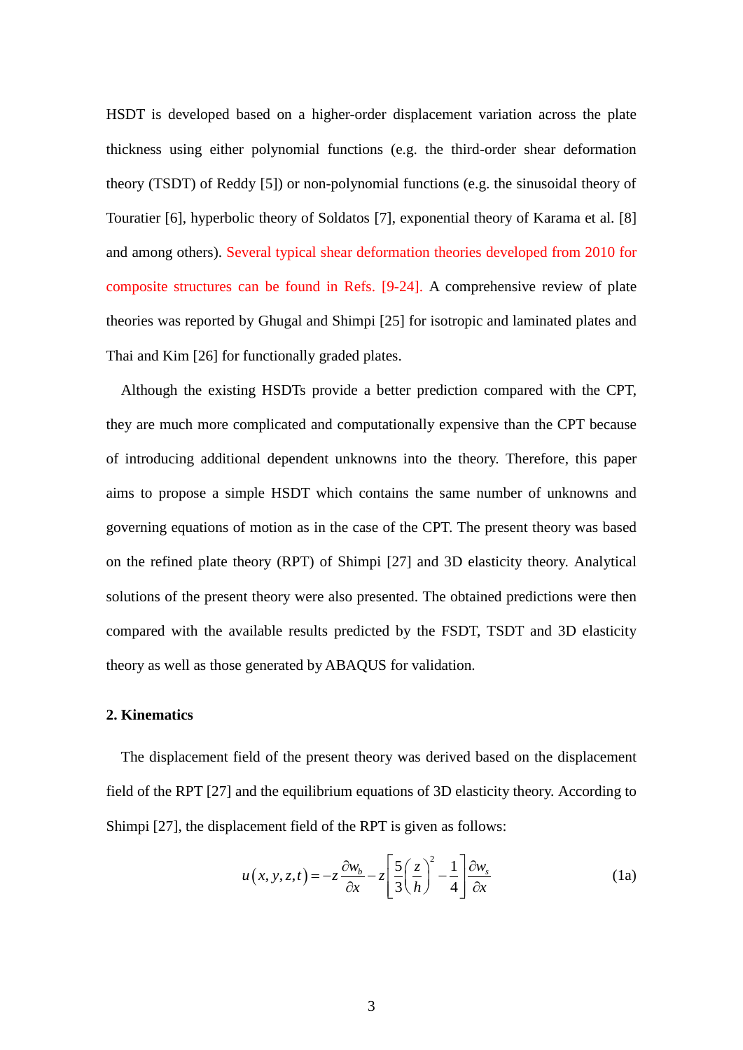HSDT is developed based on a higher-order displacement variation across the plate thickness using either polynomial functions (e.g. the third-order shear deformation theory (TSDT) of Reddy [5]) or non-polynomial functions (e.g. the sinusoidal theory of Touratier [6], hyperbolic theory of Soldatos [7], exponential theory of Karama et al. [8] and among others). Several typical shear deformation theories developed from 2010 for composite structures can be found in Refs. [9-24]. A comprehensive review of plate theories was reported by Ghugal and Shimpi [25] for isotropic and laminated plates and Thai and Kim [26] for functionally graded plates.

Although the existing HSDTs provide a better prediction compared with the CPT, they are much more complicated and computationally expensive than the CPT because of introducing additional dependent unknowns into the theory. Therefore, this paper aims to propose a simple HSDT which contains the same number of unknowns and governing equations of motion as in the case of the CPT. The present theory was based on the refined plate theory (RPT) of Shimpi [27] and 3D elasticity theory. Analytical solutions of the present theory were also presented. The obtained predictions were then compared with the available results predicted by the FSDT, TSDT and 3D elasticity theory as well as those generated by ABAQUS for validation.

## 2. Kinematics

The displacement field of the present theory was derived based on the displacement field of the RPT [27] and the equilibrium equations of 3D elasticity theory. According to Shimpi [27], the displacement field of the RPT is given as follows:

$$u(x, y, z, t) = -z\frac{\partial w_b}{\partial x} - z\left[\frac{5}{3}\left(\frac{z}{h}\right)^2 - \frac{1}{4}\right]\frac{\partial w_s}{\partial x} \tag{1a}$$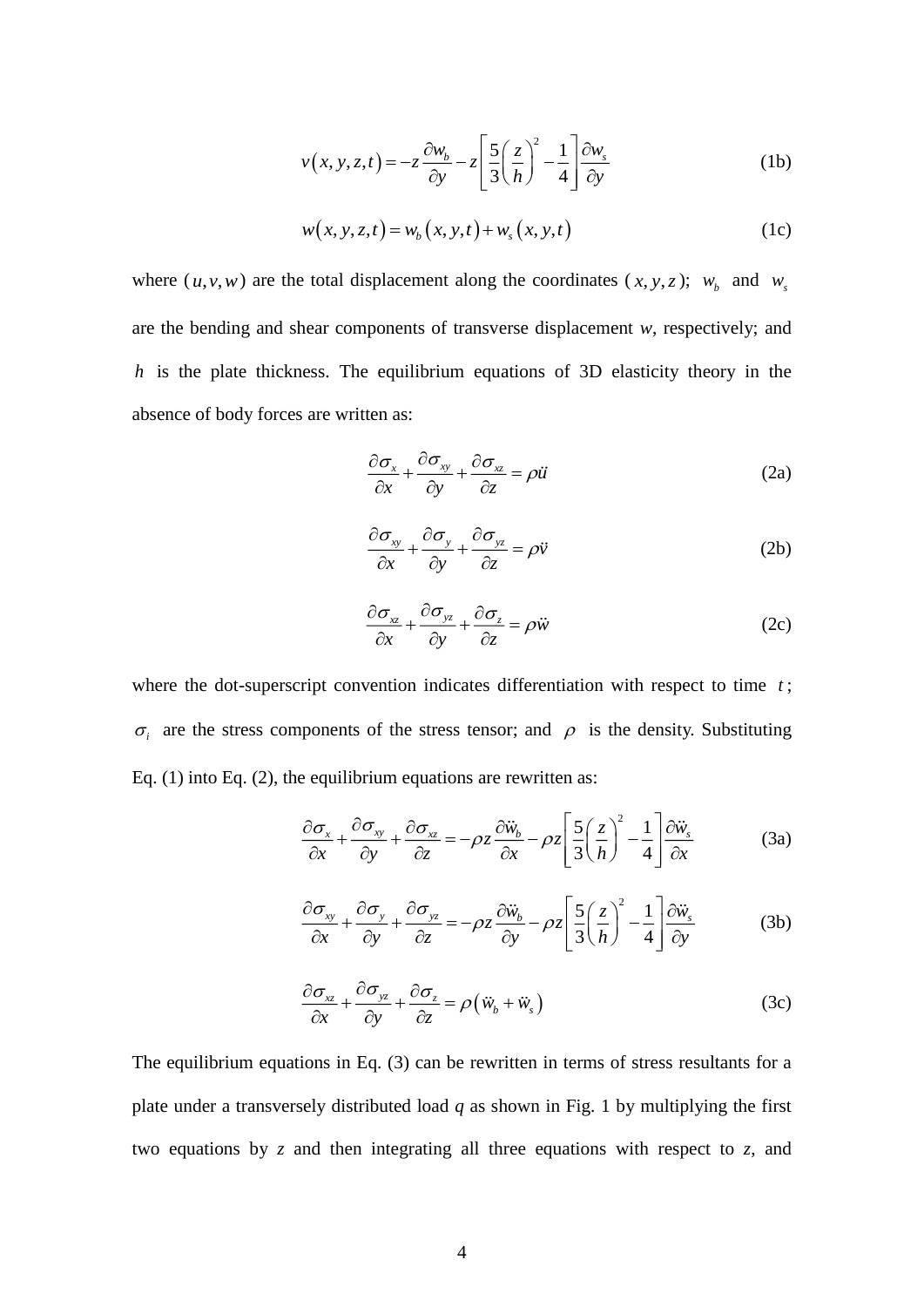$$v(x, y, z, t) = -z \frac{\partial w_b}{\partial y} - z \left[ \frac{5}{3} \left( \frac{z}{h} \right)^2 - \frac{1}{4} \right] \frac{\partial w_s}{\partial y} \tag{1b}$$

$$w(x, y, z, t) = w_b(x, y, t) + w_s(x, y, t) \tag{1c}$$

where $(u, v, w)$ are the total displacement along the coordinates $(x, y, z)$; $w_b$ and $w_s$ are the bending and shear components of transverse displacement *w*, respectively; and $h$ is the plate thickness. The equilibrium equations of 3D elasticity theory in the absence of body forces are written as:

$$\frac{\partial \sigma_x}{\partial x} + \frac{\partial \sigma_{xy}}{\partial y} + \frac{\partial \sigma_{xz}}{\partial z} = \rho \ddot{u} \tag{2a}$$

$$\frac{\partial \sigma_{xy}}{\partial x} + \frac{\partial \sigma_y}{\partial y} + \frac{\partial \sigma_{yz}}{\partial z} = \rho \ddot{v} \tag{2b}$$

$$\frac{\partial \sigma_{xz}}{\partial x} + \frac{\partial \sigma_{yz}}{\partial y} + \frac{\partial \sigma_z}{\partial z} = \rho \ddot{w} \tag{2c}$$

where the dot-superscript convention indicates differentiation with respect to time $t$; $\sigma_i$ are the stress components of the stress tensor; and $\rho$ is the density. Substituting Eq. (1) into Eq. (2), the equilibrium equations are rewritten as:

$$\frac{\partial \sigma_x}{\partial x} + \frac{\partial \sigma_{xy}}{\partial y} + \frac{\partial \sigma_{xz}}{\partial z} = -\rho z \frac{\partial \ddot{w}_b}{\partial x} - \rho z \left[ \frac{5}{3} \left( \frac{z}{h} \right)^2 - \frac{1}{4} \right] \frac{\partial \ddot{w}_s}{\partial x} \tag{3a}$$

$$\frac{\partial \sigma_{xy}}{\partial x} + \frac{\partial \sigma_y}{\partial y} + \frac{\partial \sigma_{yz}}{\partial z} = -\rho z \frac{\partial \ddot{w}_b}{\partial y} - \rho z \left[ \frac{5}{3} \left( \frac{z}{h} \right)^2 - \frac{1}{4} \right] \frac{\partial \ddot{w}_s}{\partial y} \tag{3b}$$

$$\frac{\partial \sigma_{xz}}{\partial x} + \frac{\partial \sigma_{yz}}{\partial y} + \frac{\partial \sigma_z}{\partial z} = \rho \left( \ddot{w}_b + \ddot{w}_s \right) \tag{3c}$$

The equilibrium equations in Eq. (3) can be rewritten in terms of stress resultants for a plate under a transversely distributed load *q* as shown in Fig. 1 by multiplying the first two equations by *z* and then integrating all three equations with respect to *z*, and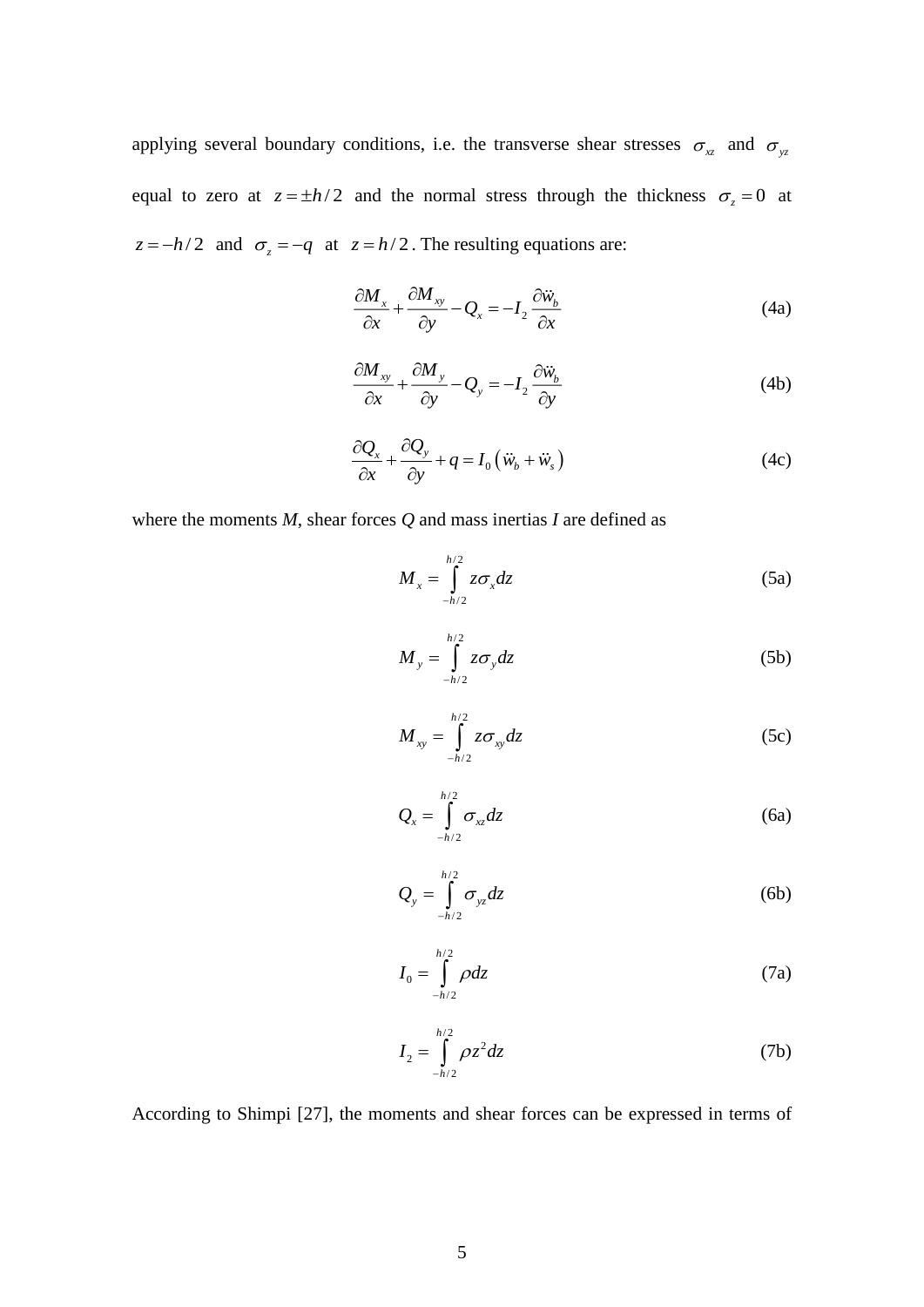applying several boundary conditions, i.e. the transverse shear stresses $\sigma_{xz}$ and $\sigma_{yz}$ equal to zero at $z = \pm h/2$ and the normal stress through the thickness $\sigma_z = 0$ at $z = -h/2$ and $\sigma_z = -q$ at $z = h/2$. The resulting equations are:

$$\frac{\partial M_x}{\partial x} + \frac{\partial M_{xy}}{\partial y} - Q_x = -I_2 \frac{\partial \ddot{w}_b}{\partial x} \tag{4a}$$

$$\frac{\partial M_{xy}}{\partial x} + \frac{\partial M_y}{\partial y} - Q_y = -I_2 \frac{\partial \ddot{w}_b}{\partial y} \tag{4b}$$

$$\frac{\partial Q_x}{\partial x} + \frac{\partial Q_y}{\partial y} + q = I_0 \left( \ddot{w}_b + \ddot{w}_s \right) \tag{4c}$$

where the moments *M*, shear forces *Q* and mass inertias *I* are defined as

$$M_x = \int_{-h/2}^{h/2} z \sigma_x dz \tag{5a}$$

$$M_y = \int_{-h/2}^{h/2} z \sigma_y dz \tag{5b}$$

$$M_{xy} = \int_{-h/2}^{h/2} z \sigma_{xy} dz \tag{5c}$$

$$Q_x = \int_{-h/2}^{h/2} \sigma_{xz} dz \tag{6a}$$

$$Q_y = \int_{-h/2}^{h/2} \sigma_{yz} dz \tag{6b}$$

$$I_0 = \int_{-h/2}^{h/2} \rho dz \tag{7a}$$

$$I_2 = \int_{-h/2}^{h/2} \rho z^2 dz \tag{7b}$$

According to Shimpi [27], the moments and shear forces can be expressed in terms of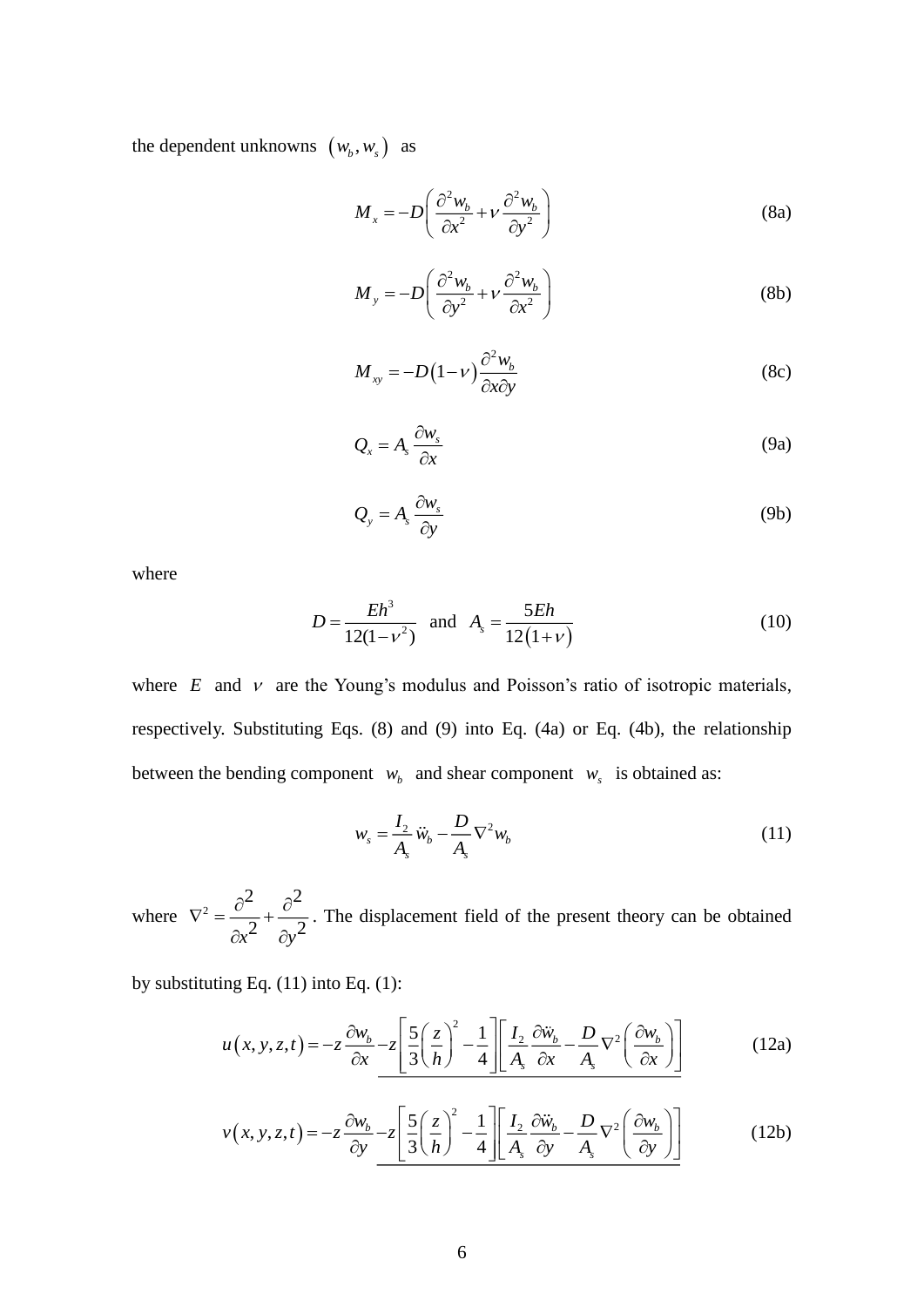the dependent unknowns $(w_b, w_s)$ as

$$M_x = -D\left(\frac{\partial^2 w_b}{\partial x^2} + \nu \frac{\partial^2 w_b}{\partial y^2}\right) \tag{8a}$$

$$M_y = -D\left(\frac{\partial^2 w_b}{\partial y^2} + \nu \frac{\partial^2 w_b}{\partial x^2}\right) \tag{8b}$$

$$M_{xy} = -D(1-\nu)\frac{\partial^2 w_b}{\partial x \partial y} \tag{8c}$$

$$Q_x = A_s \frac{\partial w_s}{\partial x} \tag{9a}$$

$$Q_y = A_s \frac{\partial w_s}{\partial y} \tag{9b}$$

where

$$D = \frac{Eh^3}{12(1-\nu^2)} \quad \text{and} \quad A_s = \frac{5Eh}{12(1+\nu)} \tag{10}$$

where $E$ and $\nu$ are the Young's modulus and Poisson's ratio of isotropic materials, respectively. Substituting Eqs. (8) and (9) into Eq. (4a) or Eq. (4b), the relationship between the bending component $w_b$ and shear component $w_s$ is obtained as:

$$w_s = \frac{I_2}{A_s}\ddot{w}_b - \frac{D}{A_s}\nabla^2 w_b \tag{11}$$

where $\nabla^2 = \frac{\partial^2}{\partial x^2} + \frac{\partial^2}{\partial y^2}$. The displacement field of the present theory can be obtained by substituting Eq. (11) into Eq. (1):

$$u(x,y,z,t) = -z\frac{\partial w_b}{\partial x} \underline{-z\left[\frac{5}{3}\left(\frac{z}{h}\right)^2 - \frac{1}{4}\right]\left[\frac{I_2}{A_s}\frac{\partial \ddot{w}_b}{\partial x} - \frac{D}{A_s}\nabla^2\left(\frac{\partial w_b}{\partial x}\right)\right]} \tag{12a}$$

$$v(x,y,z,t) = -z\frac{\partial w_b}{\partial y} \underline{-z\left[\frac{5}{3}\left(\frac{z}{h}\right)^2 - \frac{1}{4}\right]\left[\frac{I_2}{A_s}\frac{\partial \ddot{w}_b}{\partial y} - \frac{D}{A_s}\nabla^2\left(\frac{\partial w_b}{\partial y}\right)\right]} \tag{12b}$$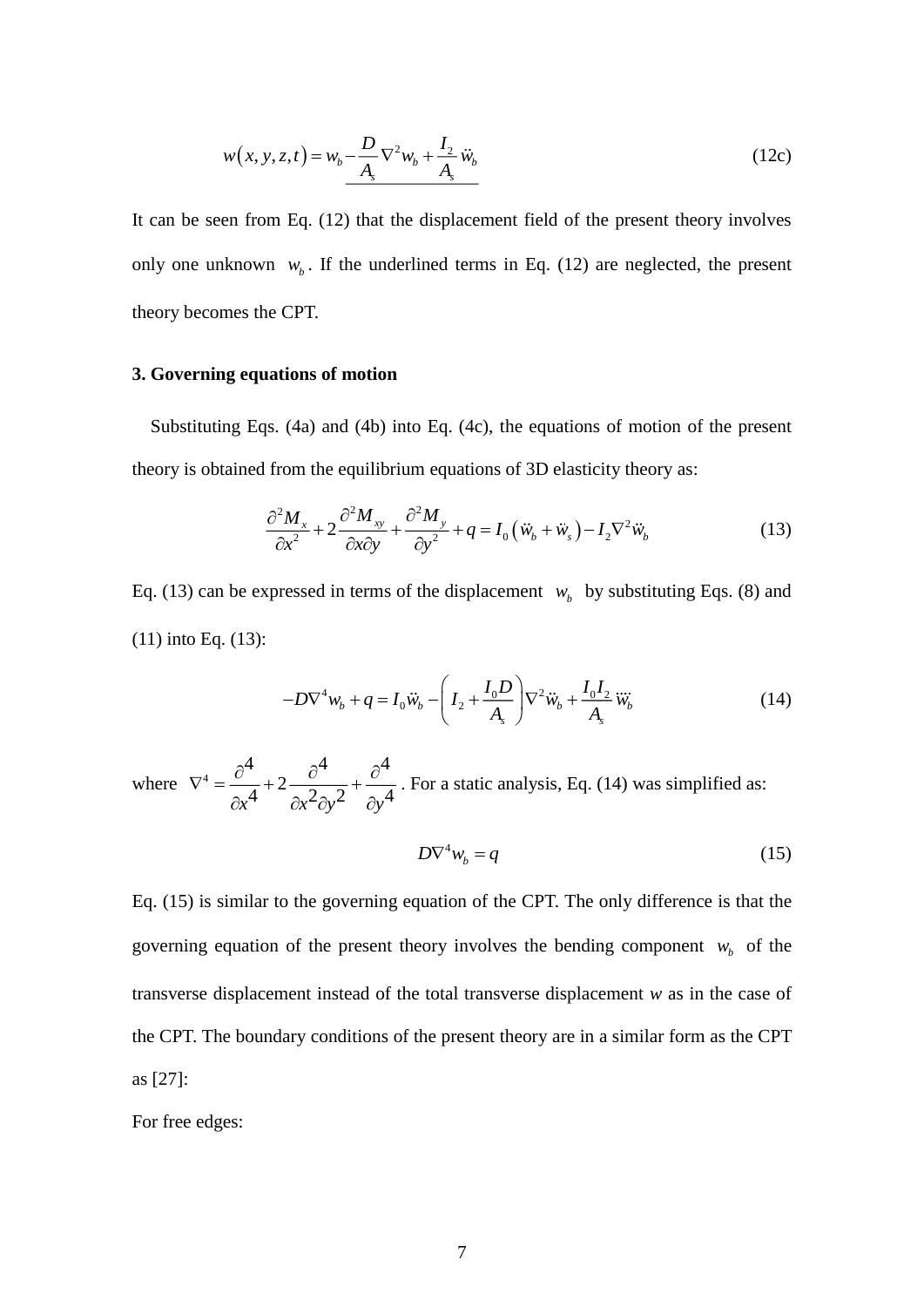$$w(x,y,z,t) = w_b \underline{- \frac{D}{A_s}\nabla^2 w_b + \frac{I_2}{A_s}\ddot{w}_b} \tag{12c}$$

It can be seen from Eq. (12) that the displacement field of the present theory involves only one unknown $w_b$. If the underlined terms in Eq. (12) are neglected, the present theory becomes the CPT.

### 3. Governing equations of motion

Substituting Eqs. (4a) and (4b) into Eq. (4c), the equations of motion of the present theory is obtained from the equilibrium equations of 3D elasticity theory as:

$$\frac{\partial^2 M_x}{\partial x^2} + 2\frac{\partial^2 M_{xy}}{\partial x \partial y} + \frac{\partial^2 M_y}{\partial y^2} + q = I_0\left(\ddot{w}_b + \ddot{w}_s\right) - I_2 \nabla^2 \ddot{w}_b \tag{13}$$

Eq. (13) can be expressed in terms of the displacement $w_b$ by substituting Eqs. (8) and (11) into Eq. (13):

$$-D\nabla^4 w_b + q = I_0 \ddot{w}_b - \left(I_2 + \frac{I_0 D}{A_s}\right)\nabla^2 \ddot{w}_b + \frac{I_0 I_2}{A_s}\ddddot{w}_b \tag{14}$$

where $\nabla^4 = \frac{\partial^4}{\partial x^4} + 2\frac{\partial^4}{\partial x^2 \partial y^2} + \frac{\partial^4}{\partial y^4}$. For a static analysis, Eq. (14) was simplified as:

$$D\nabla^4 w_b = q \tag{15}$$

Eq. (15) is similar to the governing equation of the CPT. The only difference is that the governing equation of the present theory involves the bending component $w_b$ of the transverse displacement instead of the total transverse displacement *w* as in the case of the CPT. The boundary conditions of the present theory are in a similar form as the CPT as [27]:

For free edges: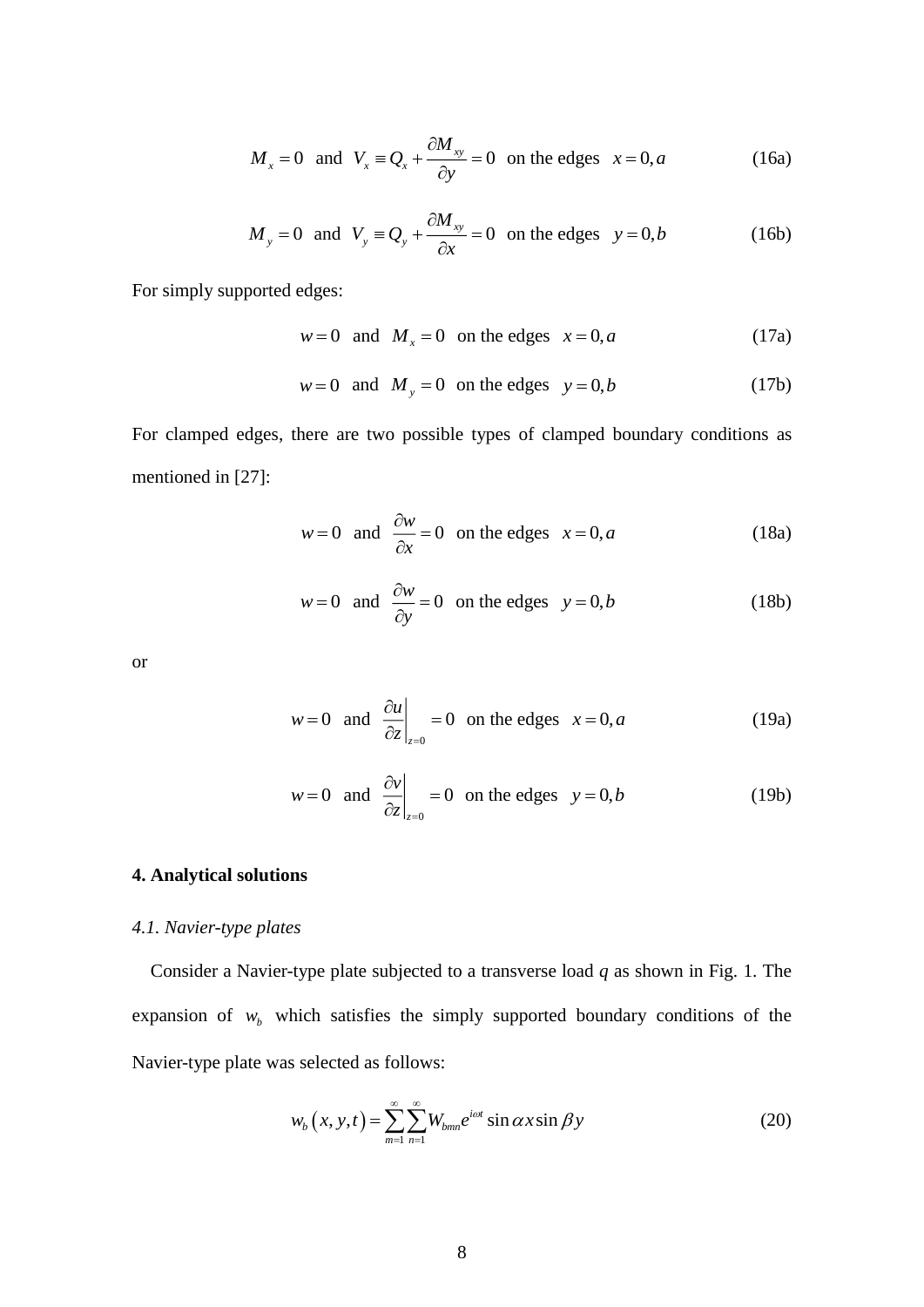$$M_x = 0 \;\; \text{and} \;\; V_x \equiv Q_x + \frac{\partial M_{xy}}{\partial y} = 0 \;\; \text{on the edges} \;\; x = 0, a \tag{16a}$$

$$M_y = 0 \;\; \text{and} \;\; V_y \equiv Q_y + \frac{\partial M_{xy}}{\partial x} = 0 \;\; \text{on the edges} \;\; y = 0, b \tag{16b}$$

For simply supported edges:

$$w = 0 \;\; \text{and} \;\; M_x = 0 \;\; \text{on the edges} \;\; x = 0, a \tag{17a}$$

$$w = 0 \;\; \text{and} \;\; M_y = 0 \;\; \text{on the edges} \;\; y = 0, b \tag{17b}$$

For clamped edges, there are two possible types of clamped boundary conditions as mentioned in [27]:

$$w = 0 \;\; \text{and} \;\; \frac{\partial w}{\partial x} = 0 \;\; \text{on the edges} \;\; x = 0, a \tag{18a}$$

$$w = 0 \;\; \text{and} \;\; \frac{\partial w}{\partial y} = 0 \;\; \text{on the edges} \;\; y = 0, b \tag{18b}$$

or

$$w = 0 \;\; \text{and} \;\; \left.\frac{\partial u}{\partial z}\right|_{z=0} = 0 \;\; \text{on the edges} \;\; x = 0, a \tag{19a}$$

$$w = 0 \;\; \text{and} \;\; \left.\frac{\partial v}{\partial z}\right|_{z=0} = 0 \;\; \text{on the edges} \;\; y = 0, b \tag{19b}$$

## 4. Analytical solutions

### *4.1. Navier-type plates*

Consider a Navier-type plate subjected to a transverse load $q$ as shown in Fig. 1. The expansion of $w_b$ which satisfies the simply supported boundary conditions of the Navier-type plate was selected as follows:

$$w_b(x, y, t) = \sum_{m=1}^{\infty} \sum_{n=1}^{\infty} W_{bmn} e^{i\omega t} \sin \alpha x \sin \beta y \tag{20}$$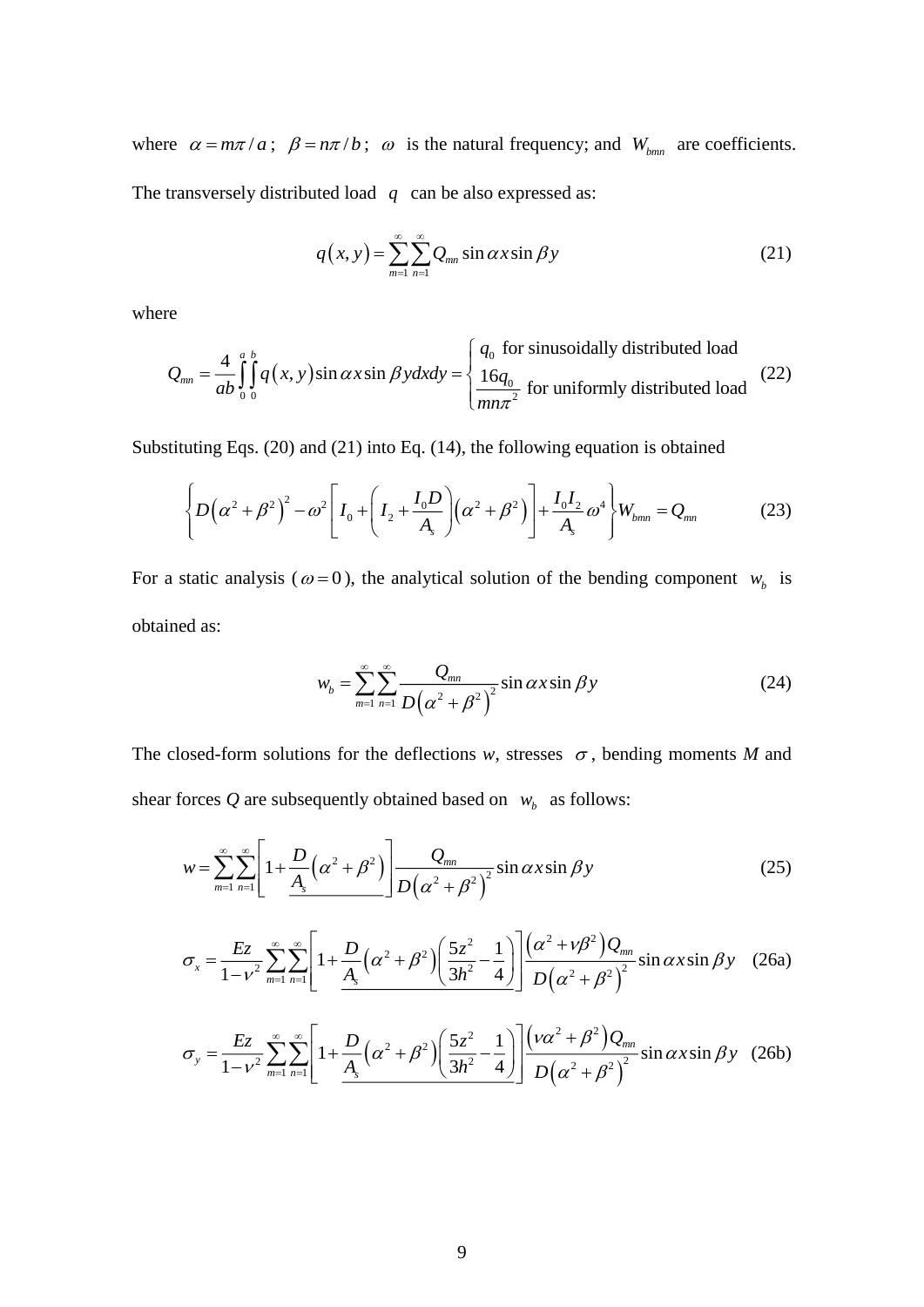where $\alpha = m\pi/a$; $\beta = n\pi/b$; $\omega$ is the natural frequency; and $W_{bmn}$ are coefficients. The transversely distributed load $q$ can be also expressed as:

$$q(x,y) = \sum_{m=1}^{\infty}\sum_{n=1}^{\infty} Q_{mn} \sin\alpha x \sin\beta y \tag{21}$$

where

$$Q_{mn} = \frac{4}{ab}\int_0^a\int_0^b q(x,y)\sin\alpha x \sin\beta y \, dx dy = \begin{cases} q_0 & \text{for sinusoidally distributed load} \\ \dfrac{16 q_0}{mn\pi^2} & \text{for uniformly distributed load} \end{cases} \tag{22}$$

Substituting Eqs. (20) and (21) into Eq. (14), the following equation is obtained

$$\left\{ D\left(\alpha^2+\beta^2\right)^2 - \omega^2\left[ I_0 + \left( I_2 + \frac{I_0 D}{A_s} \right)\left(\alpha^2+\beta^2\right) \right] + \frac{I_0 I_2}{A_s}\omega^4 \right\} W_{bmn} = Q_{mn} \tag{23}$$

For a static analysis ($\omega = 0$), the analytical solution of the bending component $w_b$ is obtained as:

$$w_b = \sum_{m=1}^{\infty}\sum_{n=1}^{\infty} \frac{Q_{mn}}{D\left(\alpha^2+\beta^2\right)^2} \sin\alpha x \sin\beta y \tag{24}$$

The closed-form solutions for the deflections *w*, stresses $\sigma$, bending moments *M* and shear forces *Q* are subsequently obtained based on $w_b$ as follows:

$$w = \sum_{m=1}^{\infty}\sum_{n=1}^{\infty} \left[ 1 + \underline{\frac{D}{A_s}\left(\alpha^2+\beta^2\right)} \right] \frac{Q_{mn}}{D\left(\alpha^2+\beta^2\right)^2} \sin\alpha x \sin\beta y \tag{25}$$

$$\sigma_x = \frac{Ez}{1-\nu^2}\sum_{m=1}^{\infty}\sum_{n=1}^{\infty} \left[ 1 + \underline{\frac{D}{A_s}\left(\alpha^2+\beta^2\right)\left( \frac{5z^2}{3h^2} - \frac{1}{4} \right)} \right] \frac{\left(\alpha^2 + \nu\beta^2\right) Q_{mn}}{D\left(\alpha^2+\beta^2\right)^2} \sin\alpha x \sin\beta y \tag{26a}$$

$$\sigma_y = \frac{Ez}{1-\nu^2}\sum_{m=1}^{\infty}\sum_{n=1}^{\infty} \left[ 1 + \underline{\frac{D}{A_s}\left(\alpha^2+\beta^2\right)\left( \frac{5z^2}{3h^2} - \frac{1}{4} \right)} \right] \frac{\left(\nu\alpha^2 + \beta^2\right) Q_{mn}}{D\left(\alpha^2+\beta^2\right)^2} \sin\alpha x \sin\beta y \tag{26b}$$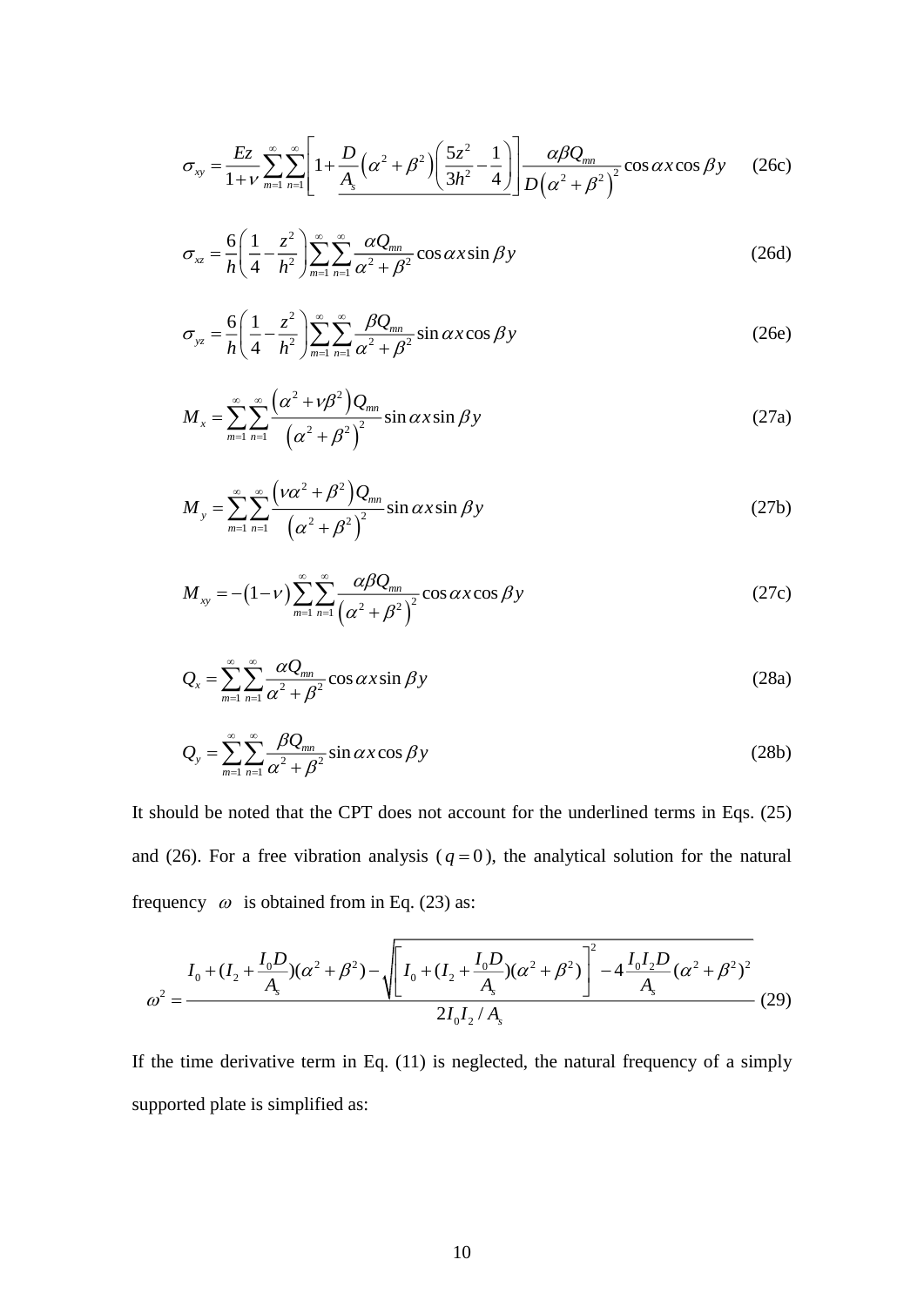$$\sigma_{xy} = \frac{Ez}{1+\nu}\sum_{m=1}^{\infty}\sum_{n=1}^{\infty}\left[1+\underline{\frac{D}{A_s}\left(\alpha^2+\beta^2\right)\left(\frac{5z^2}{3h^2}-\frac{1}{4}\right)}\right]\frac{\alpha\beta Q_{mn}}{D\left(\alpha^2+\beta^2\right)^2}\cos\alpha x\cos\beta y \tag{26c}$$

$$\sigma_{xz} = \frac{6}{h}\left(\frac{1}{4}-\frac{z^2}{h^2}\right)\sum_{m=1}^{\infty}\sum_{n=1}^{\infty}\frac{\alpha Q_{mn}}{\alpha^2+\beta^2}\cos\alpha x\sin\beta y \tag{26d}$$

$$\sigma_{yz} = \frac{6}{h}\left(\frac{1}{4}-\frac{z^2}{h^2}\right)\sum_{m=1}^{\infty}\sum_{n=1}^{\infty}\frac{\beta Q_{mn}}{\alpha^2+\beta^2}\sin\alpha x\cos\beta y \tag{26e}$$

$$M_x = \sum_{m=1}^{\infty}\sum_{n=1}^{\infty}\frac{\left(\alpha^2+\nu\beta^2\right)Q_{mn}}{\left(\alpha^2+\beta^2\right)^2}\sin\alpha x\sin\beta y \tag{27a}$$

$$M_y = \sum_{m=1}^{\infty}\sum_{n=1}^{\infty}\frac{\left(\nu\alpha^2+\beta^2\right)Q_{mn}}{\left(\alpha^2+\beta^2\right)^2}\sin\alpha x\sin\beta y \tag{27b}$$

$$M_{xy} = -\left(1-\nu\right)\sum_{m=1}^{\infty}\sum_{n=1}^{\infty}\frac{\alpha\beta Q_{mn}}{\left(\alpha^2+\beta^2\right)^2}\cos\alpha x\cos\beta y \tag{27c}$$

$$Q_x = \sum_{m=1}^{\infty}\sum_{n=1}^{\infty}\frac{\alpha Q_{mn}}{\alpha^2+\beta^2}\cos\alpha x\sin\beta y \tag{28a}$$

$$Q_y = \sum_{m=1}^{\infty}\sum_{n=1}^{\infty}\frac{\beta Q_{mn}}{\alpha^2+\beta^2}\sin\alpha x\cos\beta y \tag{28b}$$

It should be noted that the CPT does not account for the underlined terms in Eqs. (25) and (26). For a free vibration analysis ($q=0$), the analytical solution for the natural frequency $\omega$ is obtained from in Eq. (23) as:

$$\omega^2 = \frac{I_0+(I_2+\frac{I_0 D}{A_s})(\alpha^2+\beta^2)-\sqrt{\left[I_0+(I_2+\frac{I_0 D}{A_s})(\alpha^2+\beta^2)\right]^2-4\frac{I_0 I_2 D}{A_s}(\alpha^2+\beta^2)^2}}{2I_0 I_2/A_s} \tag{29}$$

If the time derivative term in Eq. (11) is neglected, the natural frequency of a simply supported plate is simplified as: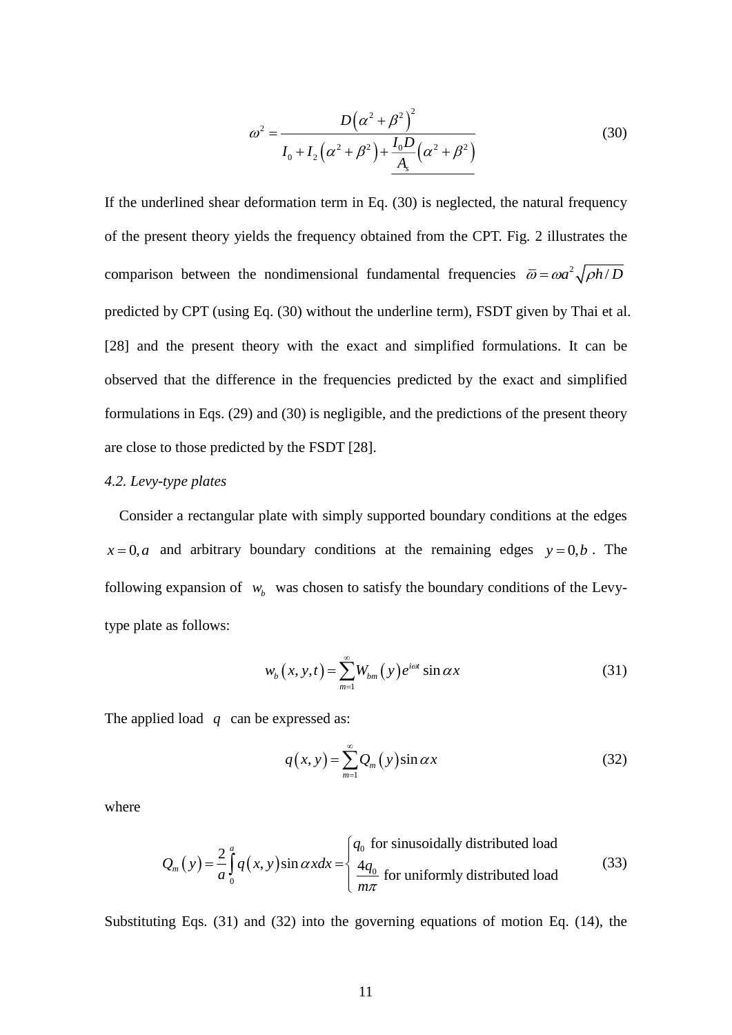$$\omega^2 = \frac{D\left(\alpha^2+\beta^2\right)^2}{I_0 + I_2\left(\alpha^2+\beta^2\right) + \underline{\frac{I_0 D}{A_s}\left(\alpha^2+\beta^2\right)}} \tag{30}$$

If the underlined shear deformation term in Eq. (30) is neglected, the natural frequency of the present theory yields the frequency obtained from the CPT. Fig. 2 illustrates the comparison between the nondimensional fundamental frequencies $\bar{\omega} = \omega a^2 \sqrt{\rho h / D}$ predicted by CPT (using Eq. (30) without the underline term), FSDT given by Thai et al. [28] and the present theory with the exact and simplified formulations. It can be observed that the difference in the frequencies predicted by the exact and simplified formulations in Eqs. (29) and (30) is negligible, and the predictions of the present theory are close to those predicted by the FSDT [28].

*4.2. Levy-type plates*

Consider a rectangular plate with simply supported boundary conditions at the edges $x = 0, a$ and arbitrary boundary conditions at the remaining edges $y = 0, b$. The following expansion of $w_b$ was chosen to satisfy the boundary conditions of the Levy-type plate as follows:

$$w_b\left(x, y, t\right) = \sum_{m=1}^{\infty} W_{bm}\left(y\right) e^{i\omega t} \sin \alpha x \tag{31}$$

The applied load $q$ can be expressed as:

$$q\left(x, y\right) = \sum_{m=1}^{\infty} Q_m\left(y\right) \sin \alpha x \tag{32}$$

where

$$Q_m\left(y\right) = \frac{2}{a}\int_0^a q\left(x, y\right) \sin \alpha x dx = \begin{cases} q_0 \text{ for sinusoidally distributed load} \\ \dfrac{4q_0}{m\pi} \text{ for uniformly distributed load} \end{cases} \tag{33}$$

Substituting Eqs. (31) and (32) into the governing equations of motion Eq. (14), the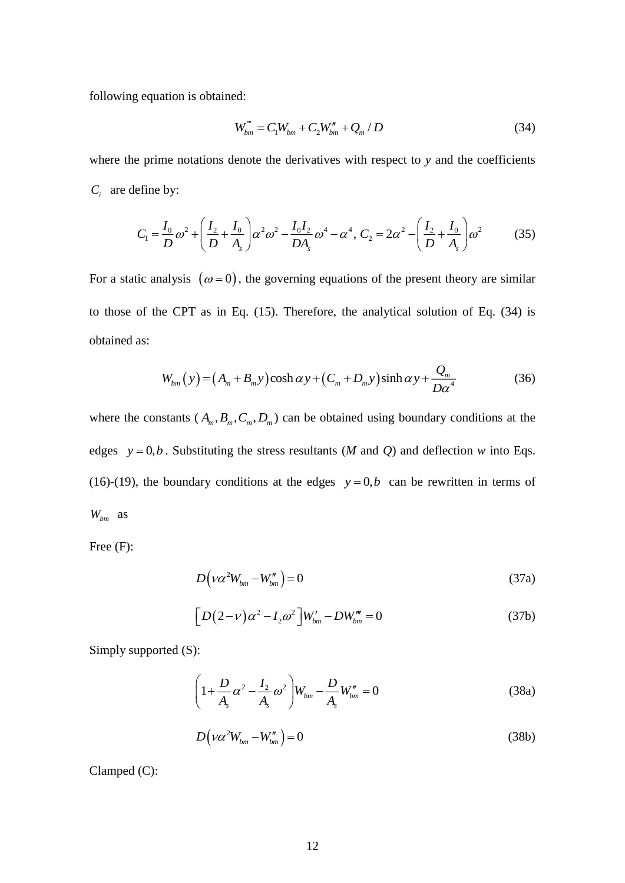following equation is obtained:

$$W_{bm}'''' = C_1 W_{bm} + C_2 W_{bm}'' + Q_m / D \tag{34}$$

where the prime notations denote the derivatives with respect to *y* and the coefficients $C_i$ are define by:

$$C_1 = \frac{I_0}{D}\omega^2 + \left(\frac{I_2}{D} + \frac{I_0}{A_s}\right)\alpha^2\omega^2 - \frac{I_0 I_2}{D A_s}\omega^4 - \alpha^4,\ C_2 = 2\alpha^2 - \left(\frac{I_2}{D} + \frac{I_0}{A_s}\right)\omega^2 \tag{35}$$

For a static analysis $(\omega = 0)$, the governing equations of the present theory are similar to those of the CPT as in Eq. (15). Therefore, the analytical solution of Eq. (34) is obtained as:

$$W_{bm}(y) = (A_m + B_m y)\cosh\alpha y + (C_m + D_m y)\sinh\alpha y + \frac{Q_m}{D\alpha^4} \tag{36}$$

where the constants ($A_m, B_m, C_m, D_m$) can be obtained using boundary conditions at the edges $y = 0, b$. Substituting the stress resultants (*M* and *Q*) and deflection *w* into Eqs. (16)-(19), the boundary conditions at the edges $y = 0, b$ can be rewritten in terms of $W_{bm}$ as

Free (F):

$$D\left(\nu\alpha^2 W_{bm} - W_{bm}''\right) = 0 \tag{37a}$$

$$\left[D(2-\nu)\alpha^2 - I_2\omega^2\right]W_{bm}' - D W_{bm}''' = 0 \tag{37b}$$

Simply supported (S):

$$\left(1 + \frac{D}{A_s}\alpha^2 - \frac{I_2}{A_s}\omega^2\right)W_{bm} - \frac{D}{A_s}W_{bm}'' = 0 \tag{38a}$$

$$D\left(\nu\alpha^2 W_{bm} - W_{bm}''\right) = 0 \tag{38b}$$

Clamped (C):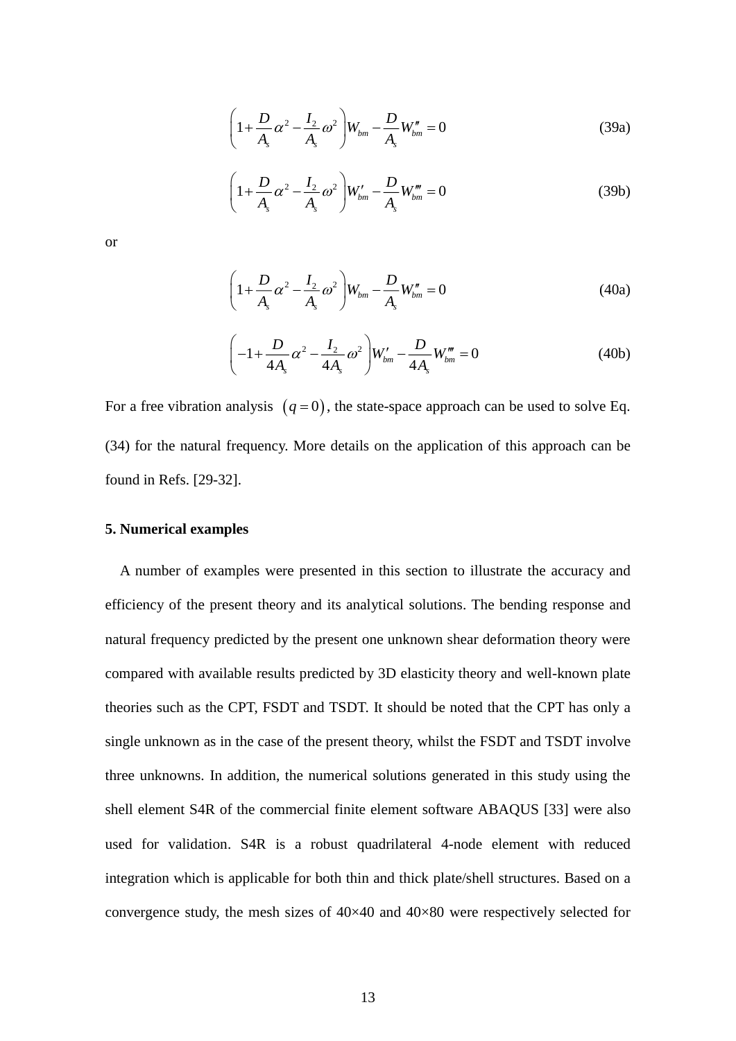$$\left(1+\frac{D}{A_s}\alpha^2-\frac{I_2}{A_s}\omega^2\right)W_{bm}-\frac{D}{A_s}W''_{bm}=0 \tag{39a}$$

$$\left(1+\frac{D}{A_s}\alpha^2-\frac{I_2}{A_s}\omega^2\right)W'_{bm}-\frac{D}{A_s}W'''_{bm}=0 \tag{39b}$$

or

$$\left(1+\frac{D}{A_s}\alpha^2-\frac{I_2}{A_s}\omega^2\right)W_{bm}-\frac{D}{A_s}W''_{bm}=0 \tag{40a}$$

$$\left(-1+\frac{D}{4A_s}\alpha^2-\frac{I_2}{4A_s}\omega^2\right)W'_{bm}-\frac{D}{4A_s}W'''_{bm}=0 \tag{40b}$$

For a free vibration analysis $(q=0)$, the state-space approach can be used to solve Eq. (34) for the natural frequency. More details on the application of this approach can be found in Refs. [29-32].

## 5. Numerical examples

A number of examples were presented in this section to illustrate the accuracy and efficiency of the present theory and its analytical solutions. The bending response and natural frequency predicted by the present one unknown shear deformation theory were compared with available results predicted by 3D elasticity theory and well-known plate theories such as the CPT, FSDT and TSDT. It should be noted that the CPT has only a single unknown as in the case of the present theory, whilst the FSDT and TSDT involve three unknowns. In addition, the numerical solutions generated in this study using the shell element S4R of the commercial finite element software ABAQUS [33] were also used for validation. S4R is a robust quadrilateral 4-node element with reduced integration which is applicable for both thin and thick plate/shell structures. Based on a convergence study, the mesh sizes of 40×40 and 40×80 were respectively selected for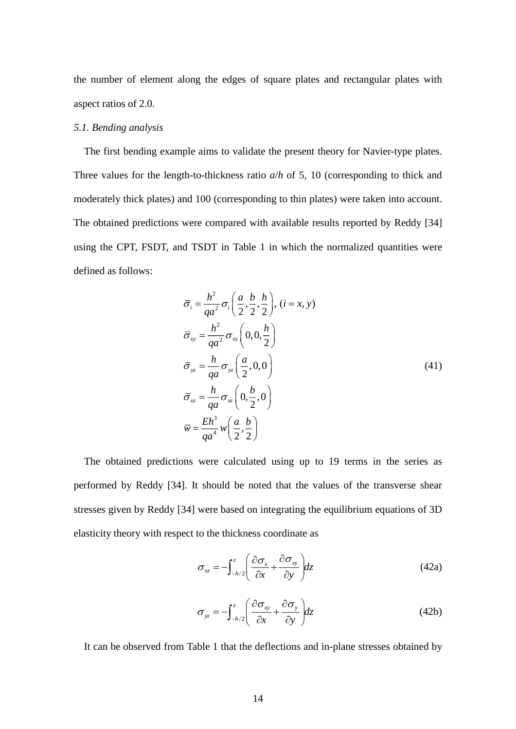the number of element along the edges of square plates and rectangular plates with aspect ratios of 2.0.

*5.1. Bending analysis*

The first bending example aims to validate the present theory for Navier-type plates. Three values for the length-to-thickness ratio $a/h$ of 5, 10 (corresponding to thick and moderately thick plates) and 100 (corresponding to thin plates) were taken into account. The obtained predictions were compared with available results reported by Reddy [34] using the CPT, FSDT, and TSDT in Table 1 in which the normalized quantities were defined as follows:

$$
\begin{aligned}
&\bar{\sigma}_i = \frac{h^2}{qa^2}\sigma_i\left(\frac{a}{2},\frac{b}{2},\frac{h}{2}\right),\ (i = x, y) \\
&\bar{\sigma}_{xy} = \frac{h^2}{qa^2}\sigma_{xy}\left(0,0,\frac{h}{2}\right) \\
&\bar{\sigma}_{yz} = \frac{h}{qa}\sigma_{yz}\left(\frac{a}{2},0,0\right) \\
&\bar{\sigma}_{xz} = \frac{h}{qa}\sigma_{xz}\left(0,\frac{b}{2},0\right) \\
&\bar{w} = \frac{Eh^3}{qa^4}w\left(\frac{a}{2},\frac{b}{2}\right)
\end{aligned}
\tag{41}
$$

The obtained predictions were calculated using up to 19 terms in the series as performed by Reddy [34]. It should be noted that the values of the transverse shear stresses given by Reddy [34] were based on integrating the equilibrium equations of 3D elasticity theory with respect to the thickness coordinate as

$$
\sigma_{xz} = -\int_{-h/2}^{z}\left(\frac{\partial \sigma_x}{\partial x} + \frac{\partial \sigma_{xy}}{\partial y}\right)dz \tag{42a}
$$

$$
\sigma_{yz} = -\int_{-h/2}^{z}\left(\frac{\partial \sigma_{xy}}{\partial x} + \frac{\partial \sigma_y}{\partial y}\right)dz \tag{42b}
$$

It can be observed from Table 1 that the deflections and in-plane stresses obtained by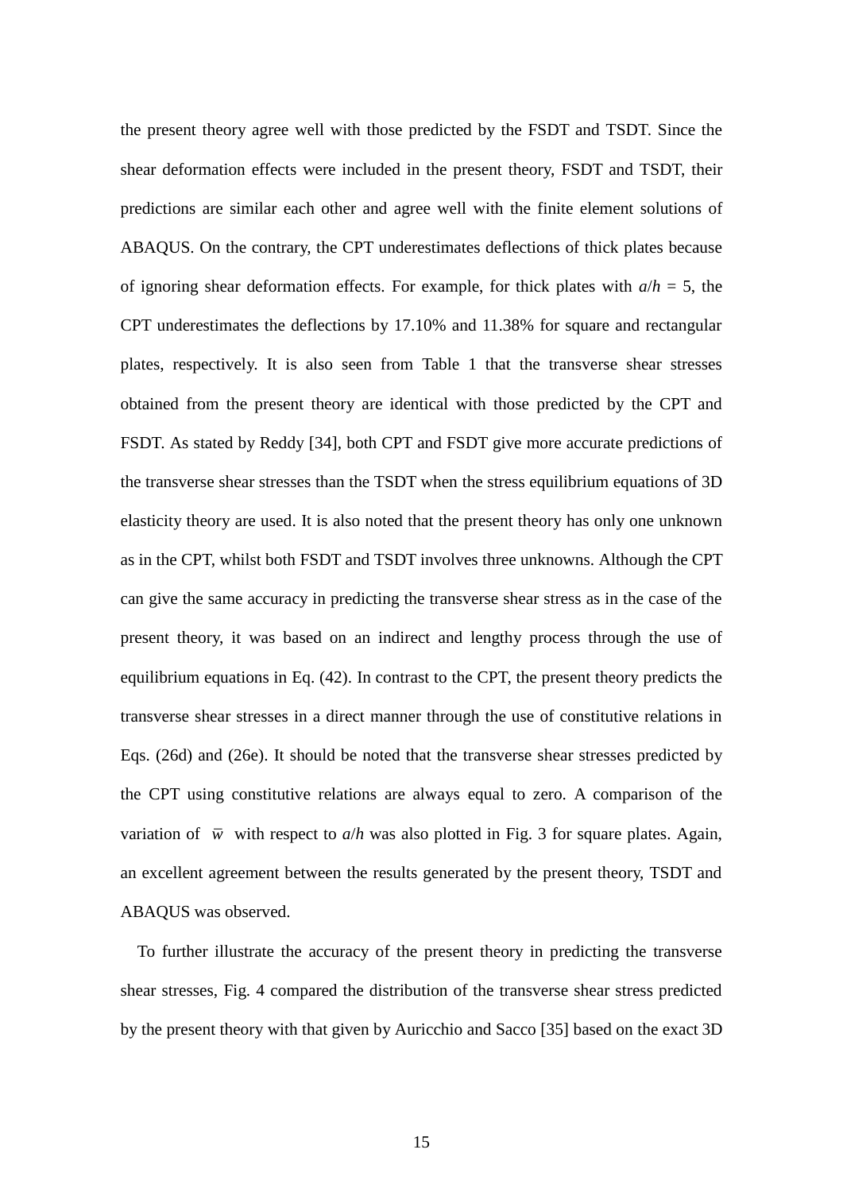the present theory agree well with those predicted by the FSDT and TSDT. Since the shear deformation effects were included in the present theory, FSDT and TSDT, their predictions are similar each other and agree well with the finite element solutions of ABAQUS. On the contrary, the CPT underestimates deflections of thick plates because of ignoring shear deformation effects. For example, for thick plates with $a/h = 5$, the CPT underestimates the deflections by 17.10% and 11.38% for square and rectangular plates, respectively. It is also seen from Table 1 that the transverse shear stresses obtained from the present theory are identical with those predicted by the CPT and FSDT. As stated by Reddy [34], both CPT and FSDT give more accurate predictions of the transverse shear stresses than the TSDT when the stress equilibrium equations of 3D elasticity theory are used. It is also noted that the present theory has only one unknown as in the CPT, whilst both FSDT and TSDT involves three unknowns. Although the CPT can give the same accuracy in predicting the transverse shear stress as in the case of the present theory, it was based on an indirect and lengthy process through the use of equilibrium equations in Eq. (42). In contrast to the CPT, the present theory predicts the transverse shear stresses in a direct manner through the use of constitutive relations in Eqs. (26d) and (26e). It should be noted that the transverse shear stresses predicted by the CPT using constitutive relations are always equal to zero. A comparison of the variation of $\bar{w}$ with respect to $a/h$ was also plotted in Fig. 3 for square plates. Again, an excellent agreement between the results generated by the present theory, TSDT and ABAQUS was observed.

To further illustrate the accuracy of the present theory in predicting the transverse shear stresses, Fig. 4 compared the distribution of the transverse shear stress predicted by the present theory with that given by Auricchio and Sacco [35] based on the exact 3D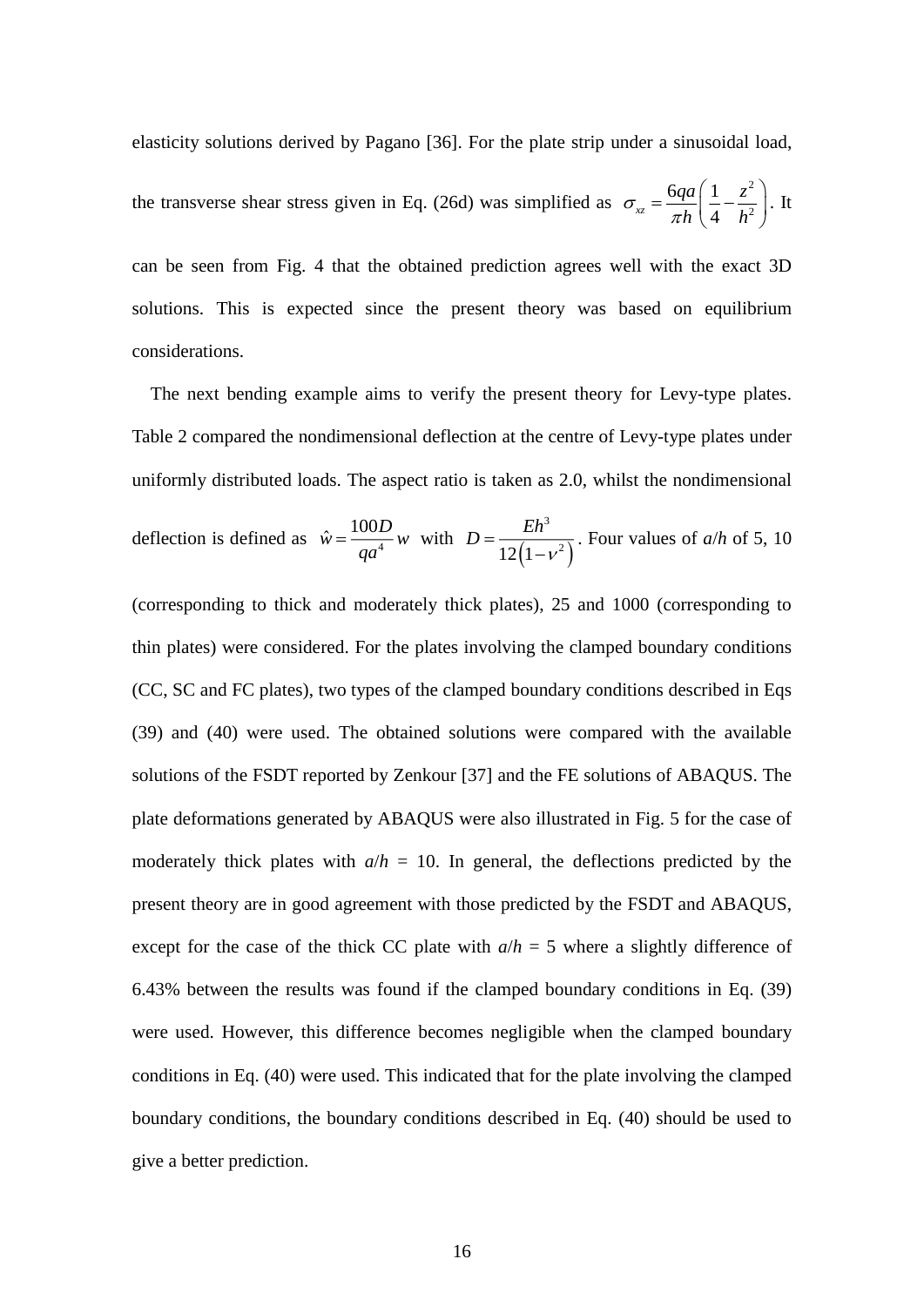elasticity solutions derived by Pagano [36]. For the plate strip under a sinusoidal load, the transverse shear stress given in Eq. (26d) was simplified as $\sigma_{xz} = \dfrac{6qa}{\pi h}\left(\dfrac{1}{4} - \dfrac{z^2}{h^2}\right)$. It can be seen from Fig. 4 that the obtained prediction agrees well with the exact 3D solutions. This is expected since the present theory was based on equilibrium considerations.

The next bending example aims to verify the present theory for Levy-type plates. Table 2 compared the nondimensional deflection at the centre of Levy-type plates under uniformly distributed loads. The aspect ratio is taken as 2.0, whilst the nondimensional deflection is defined as $\hat{w} = \dfrac{100D}{qa^4} w$ with $D = \dfrac{Eh^3}{12\left(1-\nu^2\right)}$. Four values of $a/h$ of 5, 10 (corresponding to thick and moderately thick plates), 25 and 1000 (corresponding to thin plates) were considered. For the plates involving the clamped boundary conditions (CC, SC and FC plates), two types of the clamped boundary conditions described in Eqs (39) and (40) were used. The obtained solutions were compared with the available solutions of the FSDT reported by Zenkour [37] and the FE solutions of ABAQUS. The plate deformations generated by ABAQUS were also illustrated in Fig. 5 for the case of moderately thick plates with $a/h$ = 10. In general, the deflections predicted by the present theory are in good agreement with those predicted by the FSDT and ABAQUS, except for the case of the thick CC plate with $a/h$ = 5 where a slightly difference of 6.43% between the results was found if the clamped boundary conditions in Eq. (39) were used. However, this difference becomes negligible when the clamped boundary conditions in Eq. (40) were used. This indicated that for the plate involving the clamped boundary conditions, the boundary conditions described in Eq. (40) should be used to give a better prediction.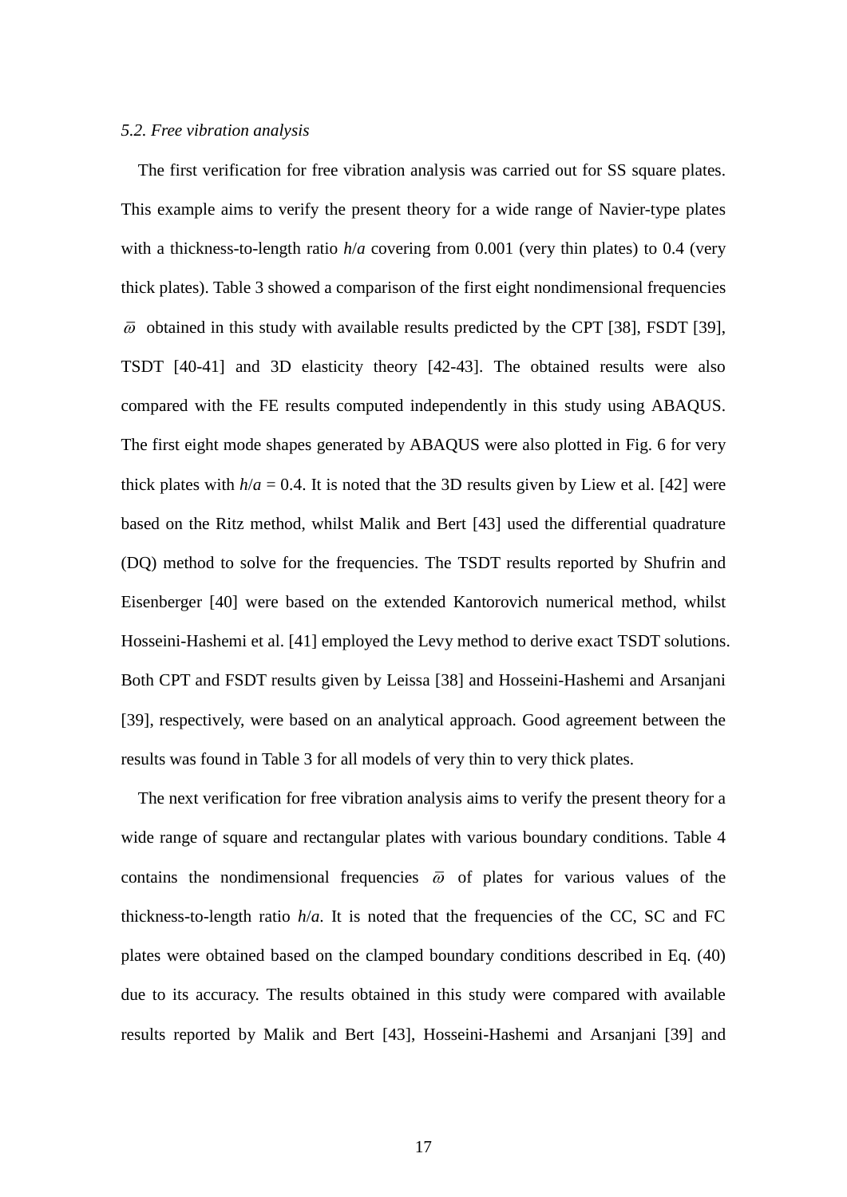### *5.2. Free vibration analysis*

The first verification for free vibration analysis was carried out for SS square plates. This example aims to verify the present theory for a wide range of Navier-type plates with a thickness-to-length ratio $h/a$ covering from 0.001 (very thin plates) to 0.4 (very thick plates). Table 3 showed a comparison of the first eight nondimensional frequencies $\bar{\varpi}$ obtained in this study with available results predicted by the CPT [38], FSDT [39], TSDT [40-41] and 3D elasticity theory [42-43]. The obtained results were also compared with the FE results computed independently in this study using ABAQUS. The first eight mode shapes generated by ABAQUS were also plotted in Fig. 6 for very thick plates with $h/a = 0.4$. It is noted that the 3D results given by Liew et al. [42] were based on the Ritz method, whilst Malik and Bert [43] used the differential quadrature (DQ) method to solve for the frequencies. The TSDT results reported by Shufrin and Eisenberger [40] were based on the extended Kantorovich numerical method, whilst Hosseini-Hashemi et al. [41] employed the Levy method to derive exact TSDT solutions. Both CPT and FSDT results given by Leissa [38] and Hosseini-Hashemi and Arsanjani [39], respectively, were based on an analytical approach. Good agreement between the results was found in Table 3 for all models of very thin to very thick plates.

The next verification for free vibration analysis aims to verify the present theory for a wide range of square and rectangular plates with various boundary conditions. Table 4 contains the nondimensional frequencies $\bar{\varpi}$ of plates for various values of the thickness-to-length ratio $h/a$. It is noted that the frequencies of the CC, SC and FC plates were obtained based on the clamped boundary conditions described in Eq. (40) due to its accuracy. The results obtained in this study were compared with available results reported by Malik and Bert [43], Hosseini-Hashemi and Arsanjani [39] and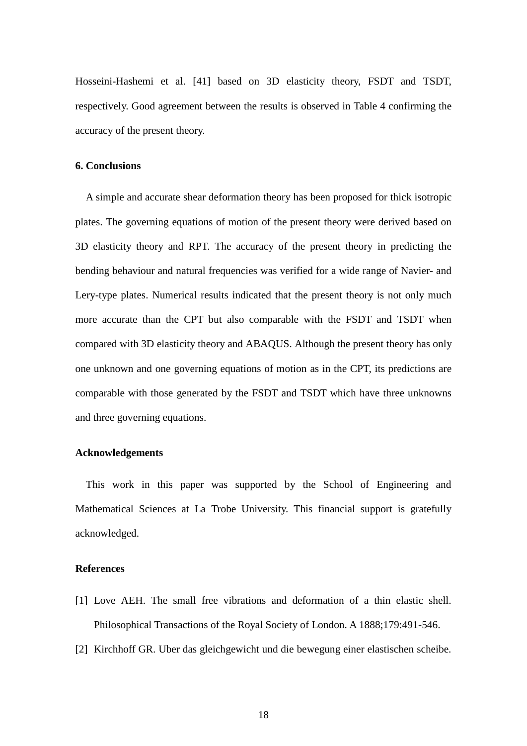Hosseini-Hashemi et al. [41] based on 3D elasticity theory, FSDT and TSDT, respectively. Good agreement between the results is observed in Table 4 confirming the accuracy of the present theory.

## 6. Conclusions

A simple and accurate shear deformation theory has been proposed for thick isotropic plates. The governing equations of motion of the present theory were derived based on 3D elasticity theory and RPT. The accuracy of the present theory in predicting the bending behaviour and natural frequencies was verified for a wide range of Navier- and Lery-type plates. Numerical results indicated that the present theory is not only much more accurate than the CPT but also comparable with the FSDT and TSDT when compared with 3D elasticity theory and ABAQUS. Although the present theory has only one unknown and one governing equations of motion as in the CPT, its predictions are comparable with those generated by the FSDT and TSDT which have three unknowns and three governing equations.

## Acknowledgements

This work in this paper was supported by the School of Engineering and Mathematical Sciences at La Trobe University. This financial support is gratefully acknowledged.

## References

[1] Love AEH. The small free vibrations and deformation of a thin elastic shell. Philosophical Transactions of the Royal Society of London. A 1888;179:491-546.

[2] Kirchhoff GR. Uber das gleichgewicht und die bewegung einer elastischen scheibe.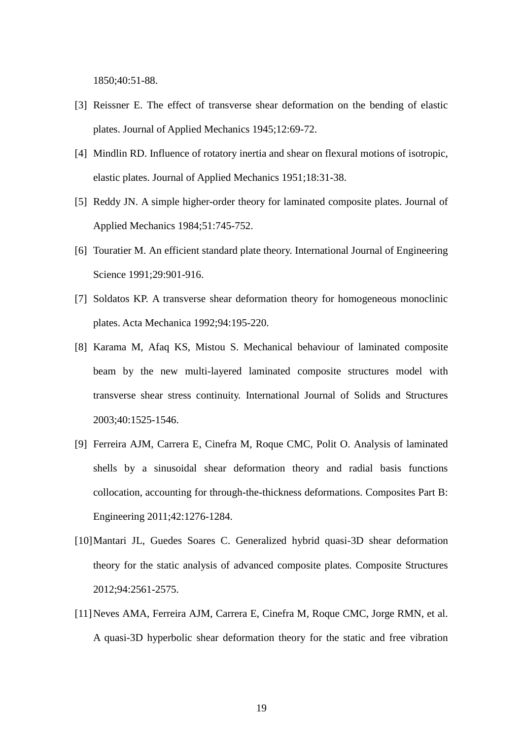1850;40:51-88.

[3] Reissner E. The effect of transverse shear deformation on the bending of elastic plates. Journal of Applied Mechanics 1945;12:69-72.

[4] Mindlin RD. Influence of rotatory inertia and shear on flexural motions of isotropic, elastic plates. Journal of Applied Mechanics 1951;18:31-38.

[5] Reddy JN. A simple higher-order theory for laminated composite plates. Journal of Applied Mechanics 1984;51:745-752.

[6] Touratier M. An efficient standard plate theory. International Journal of Engineering Science 1991;29:901-916.

[7] Soldatos KP. A transverse shear deformation theory for homogeneous monoclinic plates. Acta Mechanica 1992;94:195-220.

[8] Karama M, Afaq KS, Mistou S. Mechanical behaviour of laminated composite beam by the new multi-layered laminated composite structures model with transverse shear stress continuity. International Journal of Solids and Structures 2003;40:1525-1546.

[9] Ferreira AJM, Carrera E, Cinefra M, Roque CMC, Polit O. Analysis of laminated shells by a sinusoidal shear deformation theory and radial basis functions collocation, accounting for through-the-thickness deformations. Composites Part B: Engineering 2011;42:1276-1284.

[10] Mantari JL, Guedes Soares C. Generalized hybrid quasi-3D shear deformation theory for the static analysis of advanced composite plates. Composite Structures 2012;94:2561-2575.

[11] Neves AMA, Ferreira AJM, Carrera E, Cinefra M, Roque CMC, Jorge RMN, et al. A quasi-3D hyperbolic shear deformation theory for the static and free vibration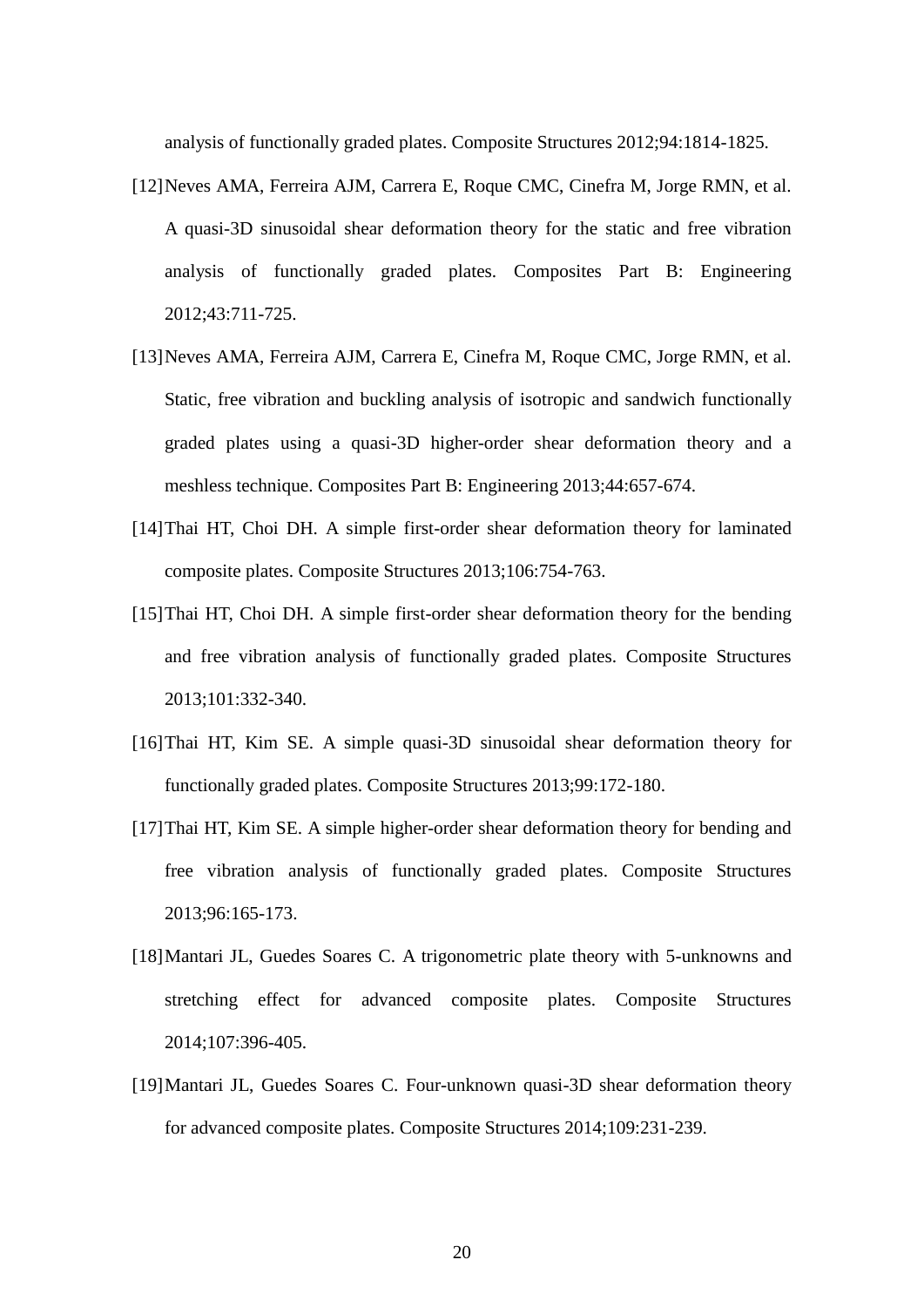analysis of functionally graded plates. Composite Structures 2012;94:1814-1825.

[12] Neves AMA, Ferreira AJM, Carrera E, Roque CMC, Cinefra M, Jorge RMN, et al. A quasi-3D sinusoidal shear deformation theory for the static and free vibration analysis of functionally graded plates. Composites Part B: Engineering 2012;43:711-725.

[13] Neves AMA, Ferreira AJM, Carrera E, Cinefra M, Roque CMC, Jorge RMN, et al. Static, free vibration and buckling analysis of isotropic and sandwich functionally graded plates using a quasi-3D higher-order shear deformation theory and a meshless technique. Composites Part B: Engineering 2013;44:657-674.

[14] Thai HT, Choi DH. A simple first-order shear deformation theory for laminated composite plates. Composite Structures 2013;106:754-763.

[15] Thai HT, Choi DH. A simple first-order shear deformation theory for the bending and free vibration analysis of functionally graded plates. Composite Structures 2013;101:332-340.

[16] Thai HT, Kim SE. A simple quasi-3D sinusoidal shear deformation theory for functionally graded plates. Composite Structures 2013;99:172-180.

[17] Thai HT, Kim SE. A simple higher-order shear deformation theory for bending and free vibration analysis of functionally graded plates. Composite Structures 2013;96:165-173.

[18] Mantari JL, Guedes Soares C. A trigonometric plate theory with 5-unknowns and stretching effect for advanced composite plates. Composite Structures 2014;107:396-405.

[19] Mantari JL, Guedes Soares C. Four-unknown quasi-3D shear deformation theory for advanced composite plates. Composite Structures 2014;109:231-239.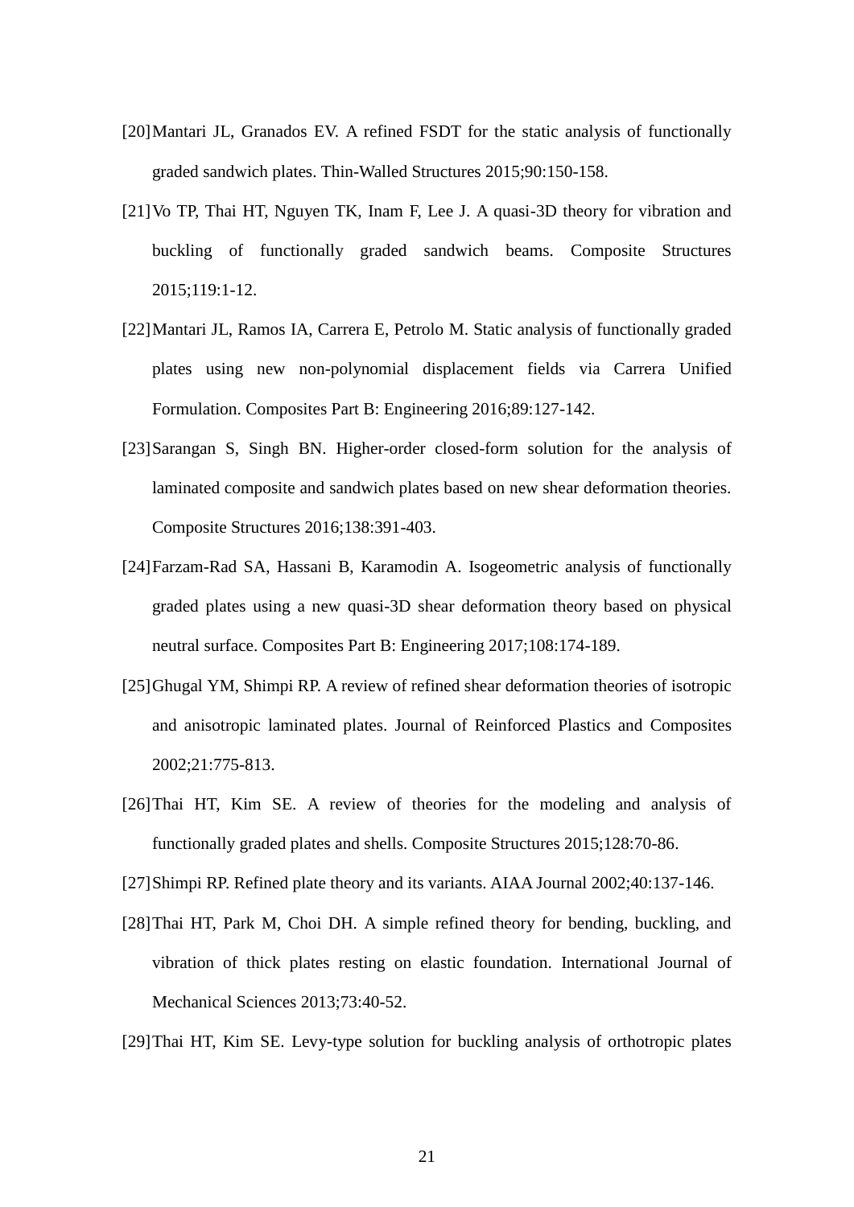[20] Mantari JL, Granados EV. A refined FSDT for the static analysis of functionally graded sandwich plates. Thin-Walled Structures 2015;90:150-158.

[21] Vo TP, Thai HT, Nguyen TK, Inam F, Lee J. A quasi-3D theory for vibration and buckling of functionally graded sandwich beams. Composite Structures 2015;119:1-12.

[22] Mantari JL, Ramos IA, Carrera E, Petrolo M. Static analysis of functionally graded plates using new non-polynomial displacement fields via Carrera Unified Formulation. Composites Part B: Engineering 2016;89:127-142.

[23] Sarangan S, Singh BN. Higher-order closed-form solution for the analysis of laminated composite and sandwich plates based on new shear deformation theories. Composite Structures 2016;138:391-403.

[24] Farzam-Rad SA, Hassani B, Karamodin A. Isogeometric analysis of functionally graded plates using a new quasi-3D shear deformation theory based on physical neutral surface. Composites Part B: Engineering 2017;108:174-189.

[25] Ghugal YM, Shimpi RP. A review of refined shear deformation theories of isotropic and anisotropic laminated plates. Journal of Reinforced Plastics and Composites 2002;21:775-813.

[26] Thai HT, Kim SE. A review of theories for the modeling and analysis of functionally graded plates and shells. Composite Structures 2015;128:70-86.

[27] Shimpi RP. Refined plate theory and its variants. AIAA Journal 2002;40:137-146.

[28] Thai HT, Park M, Choi DH. A simple refined theory for bending, buckling, and vibration of thick plates resting on elastic foundation. International Journal of Mechanical Sciences 2013;73:40-52.

[29] Thai HT, Kim SE. Levy-type solution for buckling analysis of orthotropic plates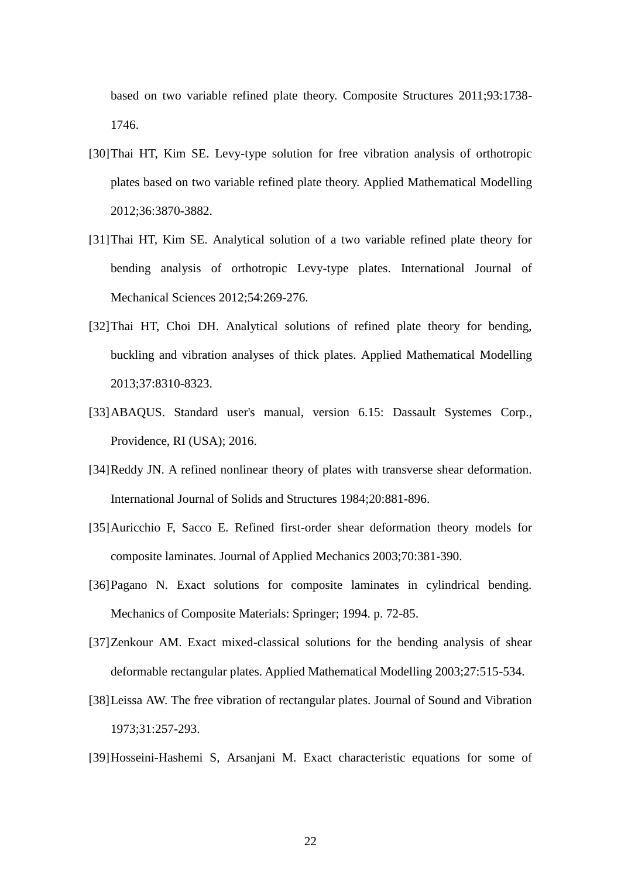based on two variable refined plate theory. Composite Structures 2011;93:1738-1746.

[30] Thai HT, Kim SE. Levy-type solution for free vibration analysis of orthotropic plates based on two variable refined plate theory. Applied Mathematical Modelling 2012;36:3870-3882.

[31] Thai HT, Kim SE. Analytical solution of a two variable refined plate theory for bending analysis of orthotropic Levy-type plates. International Journal of Mechanical Sciences 2012;54:269-276.

[32] Thai HT, Choi DH. Analytical solutions of refined plate theory for bending, buckling and vibration analyses of thick plates. Applied Mathematical Modelling 2013;37:8310-8323.

[33] ABAQUS. Standard user's manual, version 6.15: Dassault Systemes Corp., Providence, RI (USA); 2016.

[34] Reddy JN. A refined nonlinear theory of plates with transverse shear deformation. International Journal of Solids and Structures 1984;20:881-896.

[35] Auricchio F, Sacco E. Refined first-order shear deformation theory models for composite laminates. Journal of Applied Mechanics 2003;70:381-390.

[36] Pagano N. Exact solutions for composite laminates in cylindrical bending. Mechanics of Composite Materials: Springer; 1994. p. 72-85.

[37] Zenkour AM. Exact mixed-classical solutions for the bending analysis of shear deformable rectangular plates. Applied Mathematical Modelling 2003;27:515-534.

[38] Leissa AW. The free vibration of rectangular plates. Journal of Sound and Vibration 1973;31:257-293.

[39] Hosseini-Hashemi S, Arsanjani M. Exact characteristic equations for some of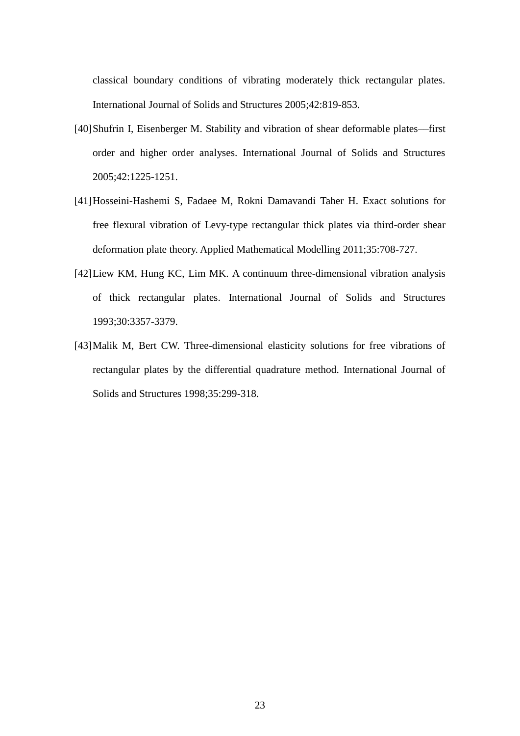classical boundary conditions of vibrating moderately thick rectangular plates. International Journal of Solids and Structures 2005;42:819-853.

[40] Shufrin I, Eisenberger M. Stability and vibration of shear deformable plates—first order and higher order analyses. International Journal of Solids and Structures 2005;42:1225-1251.

[41] Hosseini-Hashemi S, Fadaee M, Rokni Damavandi Taher H. Exact solutions for free flexural vibration of Levy-type rectangular thick plates via third-order shear deformation plate theory. Applied Mathematical Modelling 2011;35:708-727.

[42] Liew KM, Hung KC, Lim MK. A continuum three-dimensional vibration analysis of thick rectangular plates. International Journal of Solids and Structures 1993;30:3357-3379.

[43] Malik M, Bert CW. Three-dimensional elasticity solutions for free vibrations of rectangular plates by the differential quadrature method. International Journal of Solids and Structures 1998;35:299-318.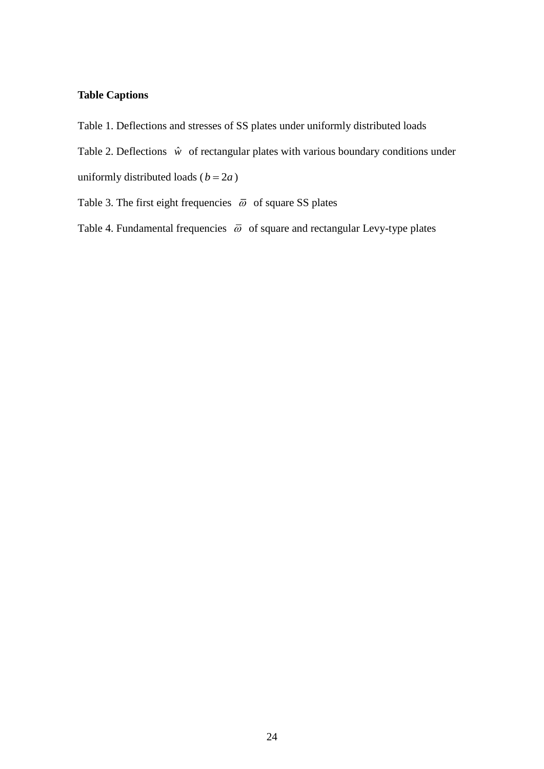**Table Captions**

Table 1. Deflections and stresses of SS plates under uniformly distributed loads

Table 2. Deflections $\hat{w}$ of rectangular plates with various boundary conditions under uniformly distributed loads ($b = 2a$)

Table 3. The first eight frequencies $\bar{\varpi}$ of square SS plates

Table 4. Fundamental frequencies $\bar{\varpi}$ of square and rectangular Levy-type plates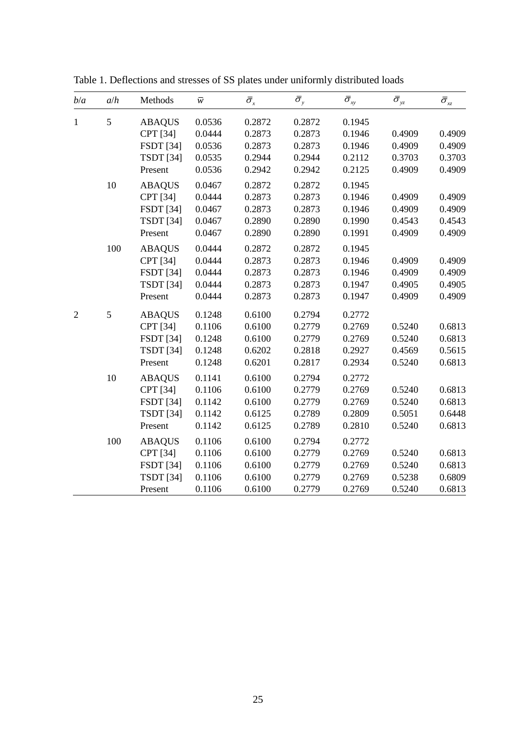Table 1. Deflections and stresses of SS plates under uniformly distributed loads

| $b/a$ | $a/h$ | Methods | $\bar{w}$ | $\bar{\sigma}_x$ | $\bar{\sigma}_y$ | $\bar{\sigma}_{xy}$ | $\bar{\sigma}_{yz}$ | $\bar{\sigma}_{xz}$ |
|---|---|---|---|---|---|---|---|---|
| 1 | 5 | ABAQUS | 0.0536 | 0.2872 | 0.2872 | 0.1945 | | |
| | | CPT [34] | 0.0444 | 0.2873 | 0.2873 | 0.1946 | 0.4909 | 0.4909 |
| | | FSDT [34] | 0.0536 | 0.2873 | 0.2873 | 0.1946 | 0.4909 | 0.4909 |
| | | TSDT [34] | 0.0535 | 0.2944 | 0.2944 | 0.2112 | 0.3703 | 0.3703 |
| | | Present | 0.0536 | 0.2942 | 0.2942 | 0.2125 | 0.4909 | 0.4909 |
| | 10 | ABAQUS | 0.0467 | 0.2872 | 0.2872 | 0.1945 | | |
| | | CPT [34] | 0.0444 | 0.2873 | 0.2873 | 0.1946 | 0.4909 | 0.4909 |
| | | FSDT [34] | 0.0467 | 0.2873 | 0.2873 | 0.1946 | 0.4909 | 0.4909 |
| | | TSDT [34] | 0.0467 | 0.2890 | 0.2890 | 0.1990 | 0.4543 | 0.4543 |
| | | Present | 0.0467 | 0.2890 | 0.2890 | 0.1991 | 0.4909 | 0.4909 |
| | 100 | ABAQUS | 0.0444 | 0.2872 | 0.2872 | 0.1945 | | |
| | | CPT [34] | 0.0444 | 0.2873 | 0.2873 | 0.1946 | 0.4909 | 0.4909 |
| | | FSDT [34] | 0.0444 | 0.2873 | 0.2873 | 0.1946 | 0.4909 | 0.4909 |
| | | TSDT [34] | 0.0444 | 0.2873 | 0.2873 | 0.1947 | 0.4905 | 0.4905 |
| | | Present | 0.0444 | 0.2873 | 0.2873 | 0.1947 | 0.4909 | 0.4909 |
| 2 | 5 | ABAQUS | 0.1248 | 0.6100 | 0.2794 | 0.2772 | | |
| | | CPT [34] | 0.1106 | 0.6100 | 0.2779 | 0.2769 | 0.5240 | 0.6813 |
| | | FSDT [34] | 0.1248 | 0.6100 | 0.2779 | 0.2769 | 0.5240 | 0.6813 |
| | | TSDT [34] | 0.1248 | 0.6202 | 0.2818 | 0.2927 | 0.4569 | 0.5615 |
| | | Present | 0.1248 | 0.6201 | 0.2817 | 0.2934 | 0.5240 | 0.6813 |
| | 10 | ABAQUS | 0.1141 | 0.6100 | 0.2794 | 0.2772 | | |
| | | CPT [34] | 0.1106 | 0.6100 | 0.2779 | 0.2769 | 0.5240 | 0.6813 |
| | | FSDT [34] | 0.1142 | 0.6100 | 0.2779 | 0.2769 | 0.5240 | 0.6813 |
| | | TSDT [34] | 0.1142 | 0.6125 | 0.2789 | 0.2809 | 0.5051 | 0.6448 |
| | | Present | 0.1142 | 0.6125 | 0.2789 | 0.2810 | 0.5240 | 0.6813 |
| | 100 | ABAQUS | 0.1106 | 0.6100 | 0.2794 | 0.2772 | | |
| | | CPT [34] | 0.1106 | 0.6100 | 0.2779 | 0.2769 | 0.5240 | 0.6813 |
| | | FSDT [34] | 0.1106 | 0.6100 | 0.2779 | 0.2769 | 0.5240 | 0.6813 |
| | | TSDT [34] | 0.1106 | 0.6100 | 0.2779 | 0.2769 | 0.5238 | 0.6809 |
| | | Present | 0.1106 | 0.6100 | 0.2779 | 0.2769 | 0.5240 | 0.6813 |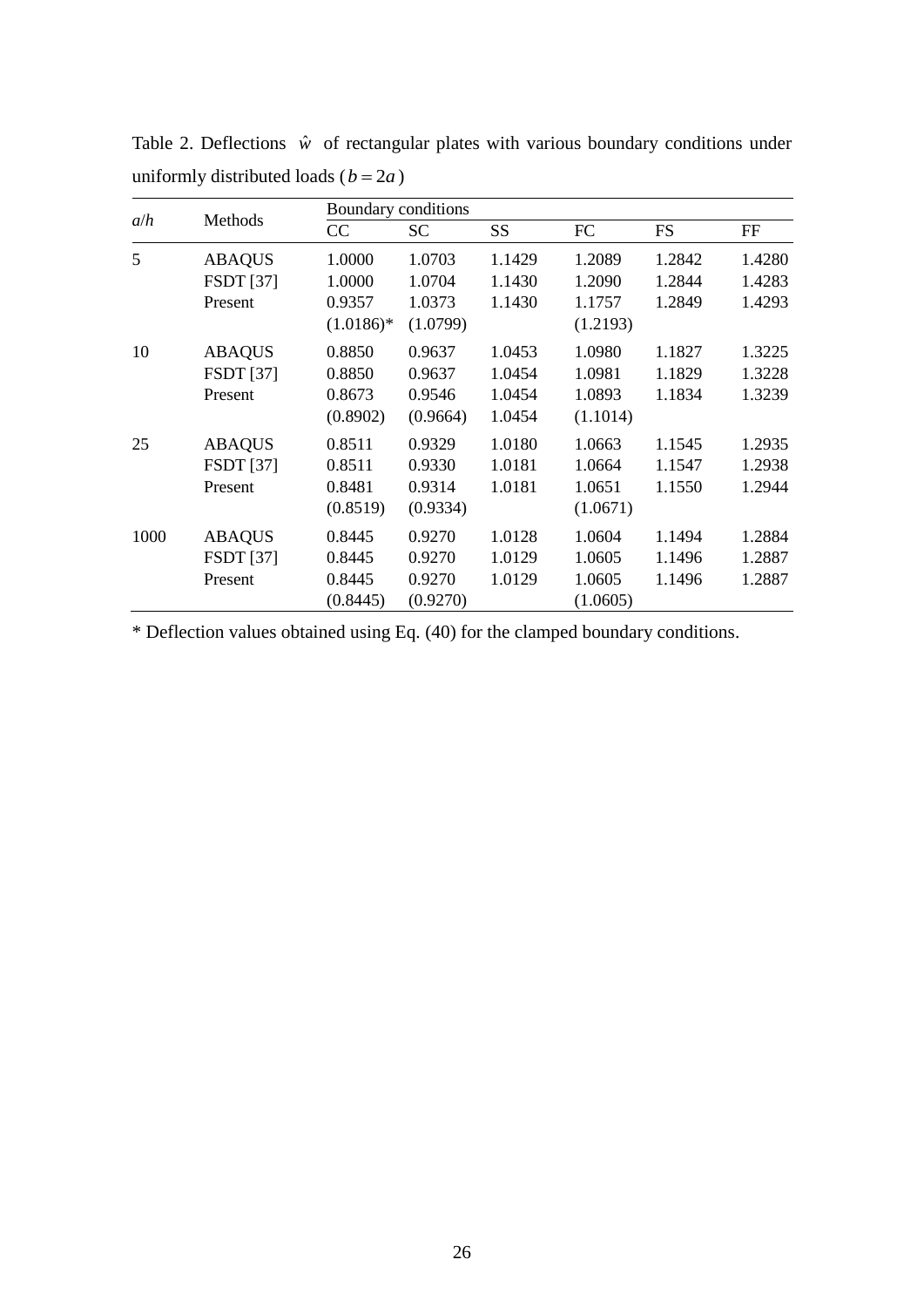Table 2. Deflections $\hat{w}$ of rectangular plates with various boundary conditions under uniformly distributed loads ($b = 2a$)

| $a/h$ | Methods | Boundary conditions | | | | | |
|---|---|---|---|---|---|---|---|
| | | CC | SC | SS | FC | FS | FF |
| 5 | ABAQUS | 1.0000 | 1.0703 | 1.1429 | 1.2089 | 1.2842 | 1.4280 |
| | FSDT [37] | 1.0000 | 1.0704 | 1.1430 | 1.2090 | 1.2844 | 1.4283 |
| | Present | 0.9357 | 1.0373 | 1.1430 | 1.1757 | 1.2849 | 1.4293 |
| | | (1.0186)* | (1.0799) | | (1.2193) | | |
| 10 | ABAQUS | 0.8850 | 0.9637 | 1.0453 | 1.0980 | 1.1827 | 1.3225 |
| | FSDT [37] | 0.8850 | 0.9637 | 1.0454 | 1.0981 | 1.1829 | 1.3228 |
| | Present | 0.8673 | 0.9546 | 1.0454 | 1.0893 | 1.1834 | 1.3239 |
| | | (0.8902) | (0.9664) | 1.0454 | (1.1014) | | |
| 25 | ABAQUS | 0.8511 | 0.9329 | 1.0180 | 1.0663 | 1.1545 | 1.2935 |
| | FSDT [37] | 0.8511 | 0.9330 | 1.0181 | 1.0664 | 1.1547 | 1.2938 |
| | Present | 0.8481 | 0.9314 | 1.0181 | 1.0651 | 1.1550 | 1.2944 |
| | | (0.8519) | (0.9334) | | (1.0671) | | |
| 1000 | ABAQUS | 0.8445 | 0.9270 | 1.0128 | 1.0604 | 1.1494 | 1.2884 |
| | FSDT [37] | 0.8445 | 0.9270 | 1.0129 | 1.0605 | 1.1496 | 1.2887 |
| | Present | 0.8445 | 0.9270 | 1.0129 | 1.0605 | 1.1496 | 1.2887 |
| | | (0.8445) | (0.9270) | | (1.0605) | | |

* Deflection values obtained using Eq. (40) for the clamped boundary conditions.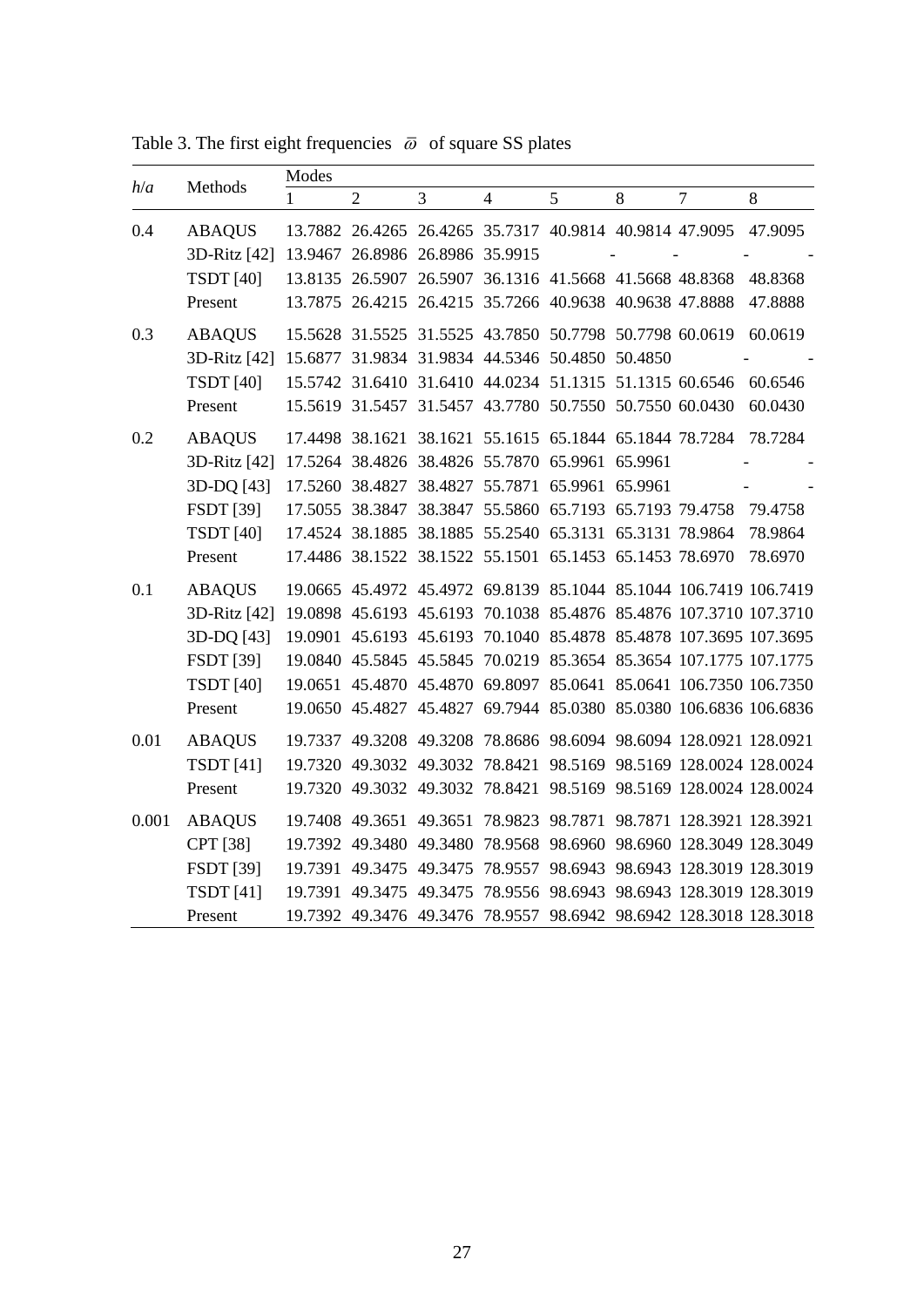Table 3. The first eight frequencies $\bar{\omega}$ of square SS plates

| $h/a$ | Methods | Modes | | | | | | | |
|---|---|---|---|---|---|---|---|---|---|
| | | 1 | 2 | 3 | 4 | 5 | 8 | 7 | 8 |
| 0.4 | ABAQUS | 13.7882 | 26.4265 | 26.4265 | 35.7317 | 40.9814 | 40.9814 | 47.9095 | 47.9095 |
| | 3D-Ritz [42] | 13.9467 | 26.8986 | 26.8986 | 35.9915 | | - | - | - |
| | TSDT [40] | 13.8135 | 26.5907 | 26.5907 | 36.1316 | 41.5668 | 41.5668 | 48.8368 | 48.8368 |
| | Present | 13.7875 | 26.4215 | 26.4215 | 35.7266 | 40.9638 | 40.9638 | 47.8888 | 47.8888 |
| 0.3 | ABAQUS | 15.5628 | 31.5525 | 31.5525 | 43.7850 | 50.7798 | 50.7798 | 60.0619 | 60.0619 |
| | 3D-Ritz [42] | 15.6877 | 31.9834 | 31.9834 | 44.5346 | 50.4850 | 50.4850 | | - |
| | TSDT [40] | 15.5742 | 31.6410 | 31.6410 | 44.0234 | 51.1315 | 51.1315 | 60.6546 | 60.6546 |
| | Present | 15.5619 | 31.5457 | 31.5457 | 43.7780 | 50.7550 | 50.7550 | 60.0430 | 60.0430 |
| 0.2 | ABAQUS | 17.4498 | 38.1621 | 38.1621 | 55.1615 | 65.1844 | 65.1844 | 78.7284 | 78.7284 |
| | 3D-Ritz [42] | 17.5264 | 38.4826 | 38.4826 | 55.7870 | 65.9961 | 65.9961 | | - |
| | 3D-DQ [43] | 17.5260 | 38.4827 | 38.4827 | 55.7871 | 65.9961 | 65.9961 | | - |
| | FSDT [39] | 17.5055 | 38.3847 | 38.3847 | 55.5860 | 65.7193 | 65.7193 | 79.4758 | 79.4758 |
| | TSDT [40] | 17.4524 | 38.1885 | 38.1885 | 55.2540 | 65.3131 | 65.3131 | 78.9864 | 78.9864 |
| | Present | 17.4486 | 38.1522 | 38.1522 | 55.1501 | 65.1453 | 65.1453 | 78.6970 | 78.6970 |
| 0.1 | ABAQUS | 19.0665 | 45.4972 | 45.4972 | 69.8139 | 85.1044 | 85.1044 | 106.7419 | 106.7419 |
| | 3D-Ritz [42] | 19.0898 | 45.6193 | 45.6193 | 70.1038 | 85.4876 | 85.4876 | 107.3710 | 107.3710 |
| | 3D-DQ [43] | 19.0901 | 45.6193 | 45.6193 | 70.1040 | 85.4878 | 85.4878 | 107.3695 | 107.3695 |
| | FSDT [39] | 19.0840 | 45.5845 | 45.5845 | 70.0219 | 85.3654 | 85.3654 | 107.1775 | 107.1775 |
| | TSDT [40] | 19.0651 | 45.4870 | 45.4870 | 69.8097 | 85.0641 | 85.0641 | 106.7350 | 106.7350 |
| | Present | 19.0650 | 45.4827 | 45.4827 | 69.7944 | 85.0380 | 85.0380 | 106.6836 | 106.6836 |
| 0.01 | ABAQUS | 19.7337 | 49.3208 | 49.3208 | 78.8686 | 98.6094 | 98.6094 | 128.0921 | 128.0921 |
| | TSDT [41] | 19.7320 | 49.3032 | 49.3032 | 78.8421 | 98.5169 | 98.5169 | 128.0024 | 128.0024 |
| | Present | 19.7320 | 49.3032 | 49.3032 | 78.8421 | 98.5169 | 98.5169 | 128.0024 | 128.0024 |
| 0.001 | ABAQUS | 19.7408 | 49.3651 | 49.3651 | 78.9823 | 98.7871 | 98.7871 | 128.3921 | 128.3921 |
| | CPT [38] | 19.7392 | 49.3480 | 49.3480 | 78.9568 | 98.6960 | 98.6960 | 128.3049 | 128.3049 |
| | FSDT [39] | 19.7391 | 49.3475 | 49.3475 | 78.9557 | 98.6943 | 98.6943 | 128.3019 | 128.3019 |
| | TSDT [41] | 19.7391 | 49.3475 | 49.3475 | 78.9556 | 98.6943 | 98.6943 | 128.3019 | 128.3019 |
| | Present | 19.7392 | 49.3476 | 49.3476 | 78.9557 | 98.6942 | 98.6942 | 128.3018 | 128.3018 |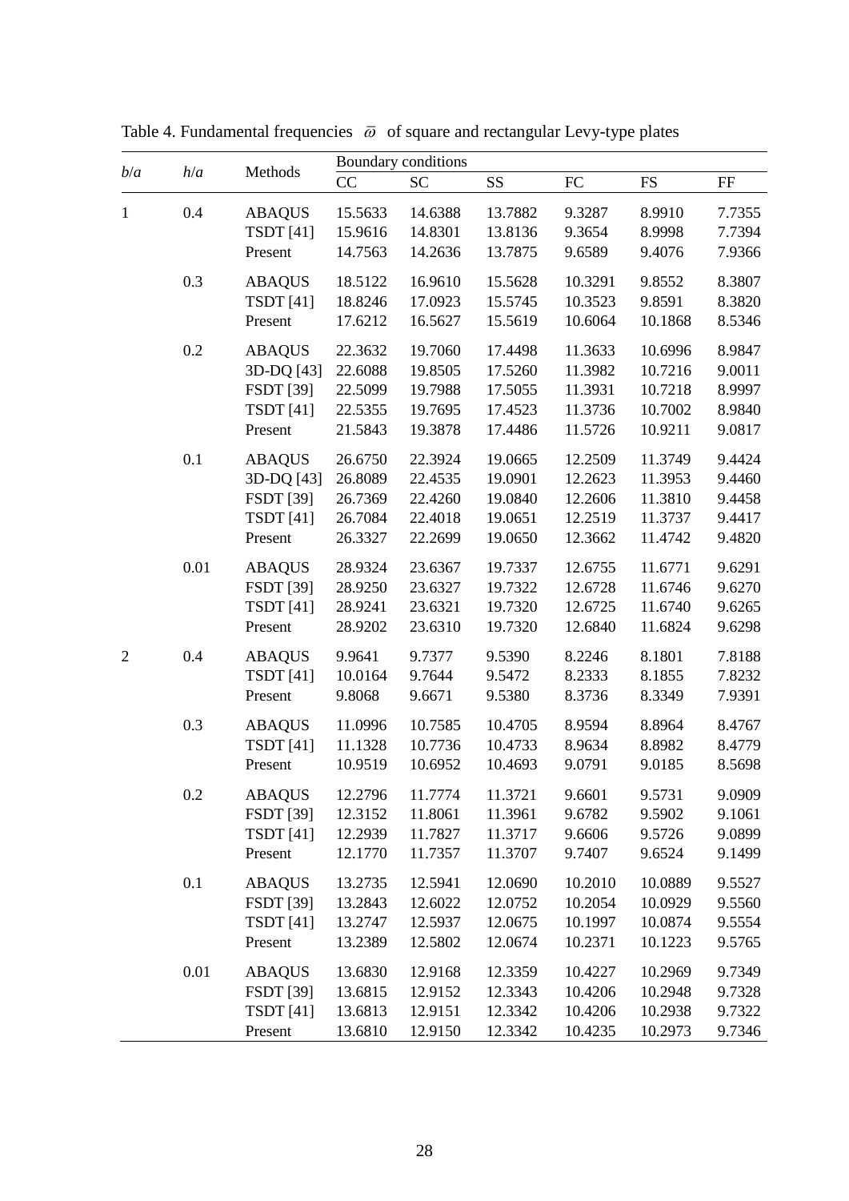Table 4. Fundamental frequencies $\bar{\omega}$ of square and rectangular Levy-type plates

| $b/a$ | $h/a$ | Methods | Boundary conditions | | | | | |
|---|---|---|---|---|---|---|---|---|
| | | | CC | SC | SS | FC | FS | FF |
| 1 | 0.4 | ABAQUS | 15.5633 | 14.6388 | 13.7882 | 9.3287 | 8.9910 | 7.7355 |
| | | TSDT [41] | 15.9616 | 14.8301 | 13.8136 | 9.3654 | 8.9998 | 7.7394 |
| | | Present | 14.7563 | 14.2636 | 13.7875 | 9.6589 | 9.4076 | 7.9366 |
| | 0.3 | ABAQUS | 18.5122 | 16.9610 | 15.5628 | 10.3291 | 9.8552 | 8.3807 |
| | | TSDT [41] | 18.8246 | 17.0923 | 15.5745 | 10.3523 | 9.8591 | 8.3820 |
| | | Present | 17.6212 | 16.5627 | 15.5619 | 10.6064 | 10.1868 | 8.5346 |
| | 0.2 | ABAQUS | 22.3632 | 19.7060 | 17.4498 | 11.3633 | 10.6996 | 8.9847 |
| | | 3D-DQ [43] | 22.6088 | 19.8505 | 17.5260 | 11.3982 | 10.7216 | 9.0011 |
| | | FSDT [39] | 22.5099 | 19.7988 | 17.5055 | 11.3931 | 10.7218 | 8.9997 |
| | | TSDT [41] | 22.5355 | 19.7695 | 17.4523 | 11.3736 | 10.7002 | 8.9840 |
| | | Present | 21.5843 | 19.3878 | 17.4486 | 11.5726 | 10.9211 | 9.0817 |
| | 0.1 | ABAQUS | 26.6750 | 22.3924 | 19.0665 | 12.2509 | 11.3749 | 9.4424 |
| | | 3D-DQ [43] | 26.8089 | 22.4535 | 19.0901 | 12.2623 | 11.3953 | 9.4460 |
| | | FSDT [39] | 26.7369 | 22.4260 | 19.0840 | 12.2606 | 11.3810 | 9.4458 |
| | | TSDT [41] | 26.7084 | 22.4018 | 19.0651 | 12.2519 | 11.3737 | 9.4417 |
| | | Present | 26.3327 | 22.2699 | 19.0650 | 12.3662 | 11.4742 | 9.4820 |
| | 0.01 | ABAQUS | 28.9324 | 23.6367 | 19.7337 | 12.6755 | 11.6771 | 9.6291 |
| | | FSDT [39] | 28.9250 | 23.6327 | 19.7322 | 12.6728 | 11.6746 | 9.6270 |
| | | TSDT [41] | 28.9241 | 23.6321 | 19.7320 | 12.6725 | 11.6740 | 9.6265 |
| | | Present | 28.9202 | 23.6310 | 19.7320 | 12.6840 | 11.6824 | 9.6298 |
| 2 | 0.4 | ABAQUS | 9.9641 | 9.7377 | 9.5390 | 8.2246 | 8.1801 | 7.8188 |
| | | TSDT [41] | 10.0164 | 9.7644 | 9.5472 | 8.2333 | 8.1855 | 7.8232 |
| | | Present | 9.8068 | 9.6671 | 9.5380 | 8.3736 | 8.3349 | 7.9391 |
| | 0.3 | ABAQUS | 11.0996 | 10.7585 | 10.4705 | 8.9594 | 8.8964 | 8.4767 |
| | | TSDT [41] | 11.1328 | 10.7736 | 10.4733 | 8.9634 | 8.8982 | 8.4779 |
| | | Present | 10.9519 | 10.6952 | 10.4693 | 9.0791 | 9.0185 | 8.5698 |
| | 0.2 | ABAQUS | 12.2796 | 11.7774 | 11.3721 | 9.6601 | 9.5731 | 9.0909 |
| | | FSDT [39] | 12.3152 | 11.8061 | 11.3961 | 9.6782 | 9.5902 | 9.1061 |
| | | TSDT [41] | 12.2939 | 11.7827 | 11.3717 | 9.6606 | 9.5726 | 9.0899 |
| | | Present | 12.1770 | 11.7357 | 11.3707 | 9.7407 | 9.6524 | 9.1499 |
| | 0.1 | ABAQUS | 13.2735 | 12.5941 | 12.0690 | 10.2010 | 10.0889 | 9.5527 |
| | | FSDT [39] | 13.2843 | 12.6022 | 12.0752 | 10.2054 | 10.0929 | 9.5560 |
| | | TSDT [41] | 13.2747 | 12.5937 | 12.0675 | 10.1997 | 10.0874 | 9.5554 |
| | | Present | 13.2389 | 12.5802 | 12.0674 | 10.2371 | 10.1223 | 9.5765 |
| | 0.01 | ABAQUS | 13.6830 | 12.9168 | 12.3359 | 10.4227 | 10.2969 | 9.7349 |
| | | FSDT [39] | 13.6815 | 12.9152 | 12.3343 | 10.4206 | 10.2948 | 9.7328 |
| | | TSDT [41] | 13.6813 | 12.9151 | 12.3342 | 10.4206 | 10.2938 | 9.7322 |
| | | Present | 13.6810 | 12.9150 | 12.3342 | 10.4235 | 10.2973 | 9.7346 |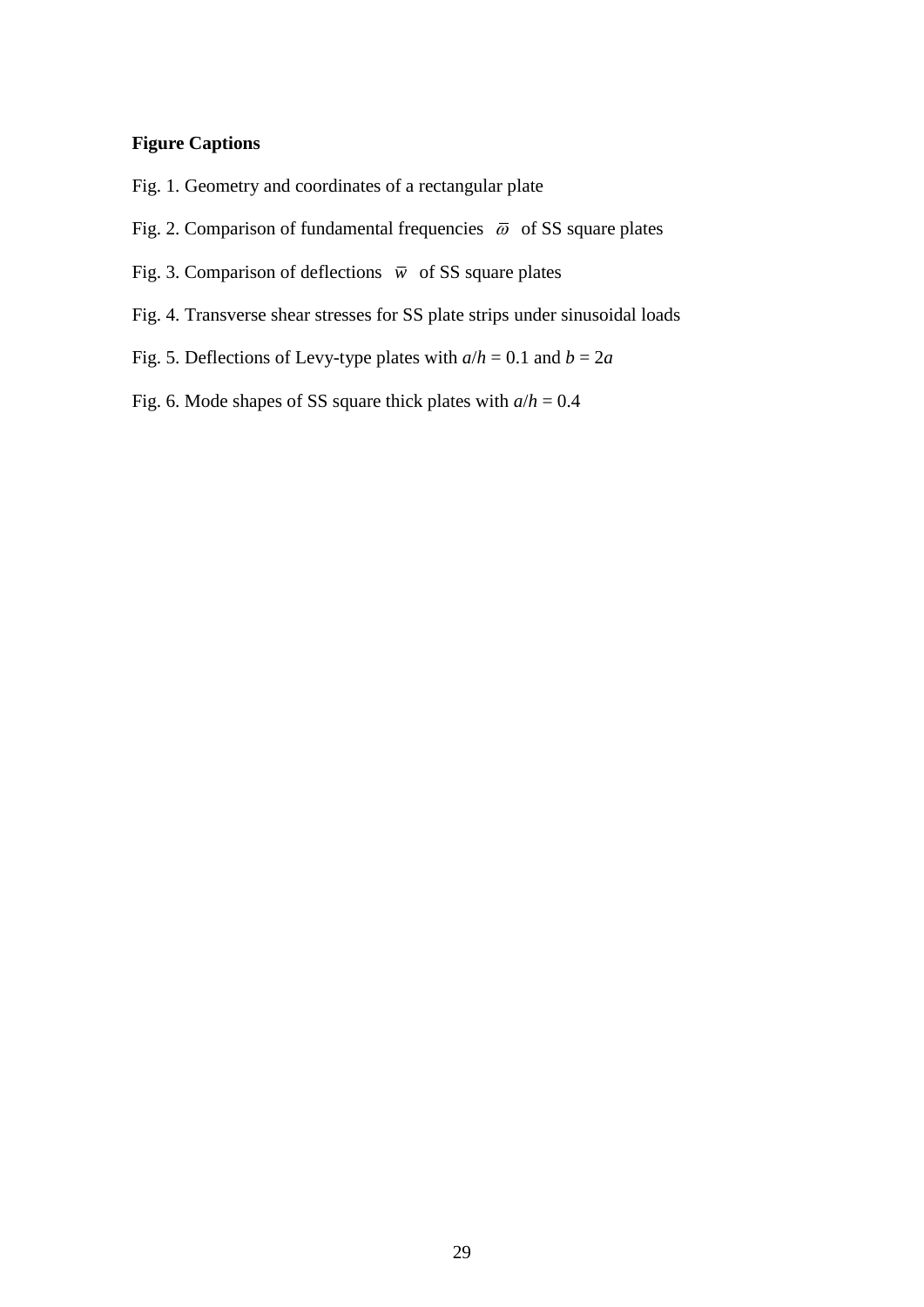**Figure Captions**

Fig. 1. Geometry and coordinates of a rectangular plate

Fig. 2. Comparison of fundamental frequencies $\bar{\varpi}$ of SS square plates

Fig. 3. Comparison of deflections $\bar{w}$ of SS square plates

Fig. 4. Transverse shear stresses for SS plate strips under sinusoidal loads

Fig. 5. Deflections of Levy-type plates with $a/h = 0.1$ and $b = 2a$

Fig. 6. Mode shapes of SS square thick plates with $a/h = 0.4$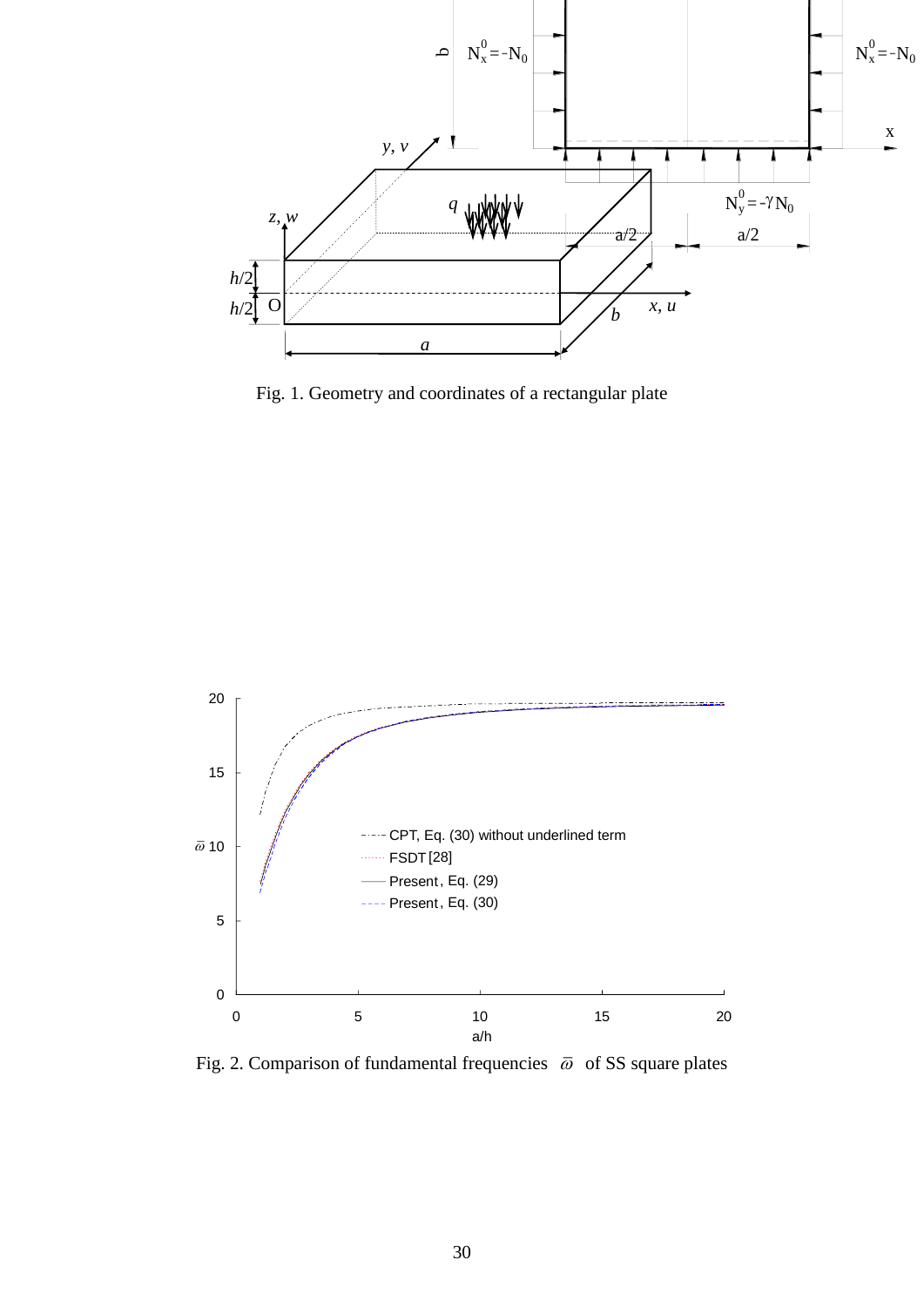Fig. 1. Geometry and coordinates of a rectangular plate

Fig. 2. Comparison of fundamental frequencies $\bar{\omega}$ of SS square plates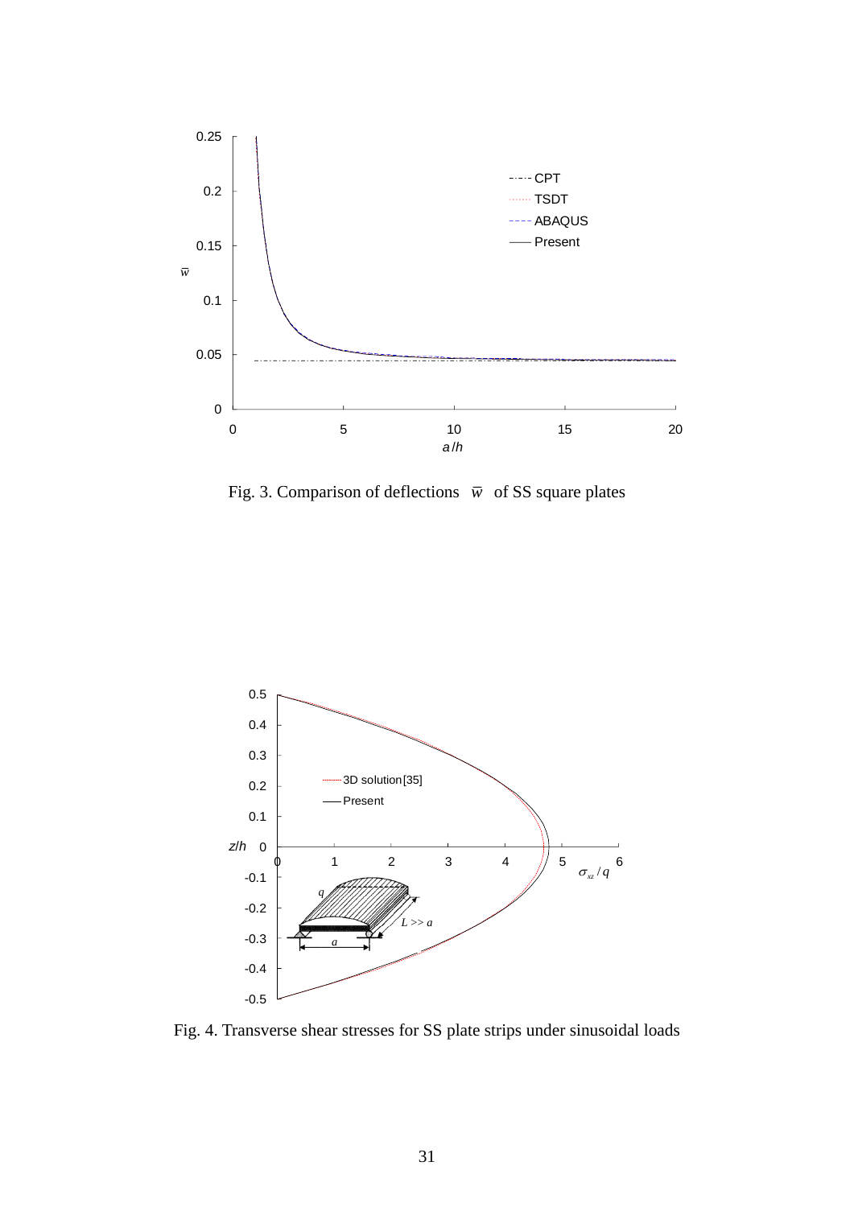Fig. 3. Comparison of deflections $\bar{w}$ of SS square plates

Fig. 4. Transverse shear stresses for SS plate strips under sinusoidal loads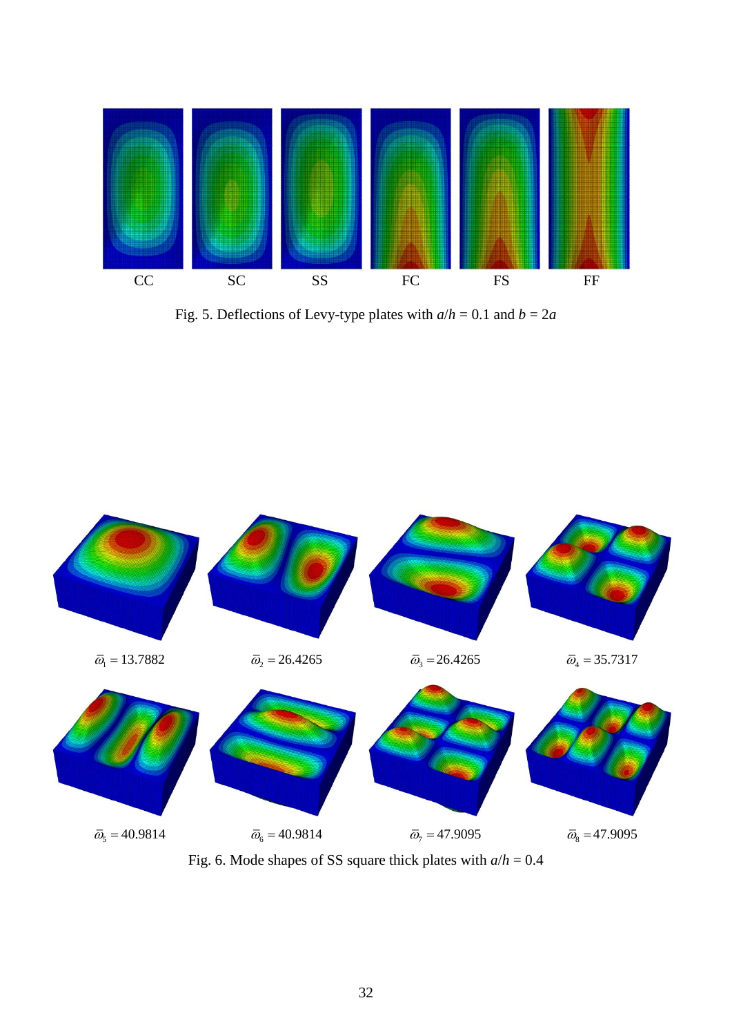CC

SC

SS

FC

FS

FF

Fig. 5. Deflections of Levy-type plates with $a/h = 0.1$ and $b = 2a$

$\bar{\omega}_1 = 13.7882$

$\bar{\omega}_2 = 26.4265$

$\bar{\omega}_3 = 26.4265$

$\bar{\omega}_4 = 35.7317$

$\bar{\omega}_5 = 40.9814$

$\bar{\omega}_6 = 40.9814$

$\bar{\omega}_7 = 47.9095$

$\bar{\omega}_8 = 47.9095$

Fig. 6. Mode shapes of SS square thick plates with $a/h = 0.4$